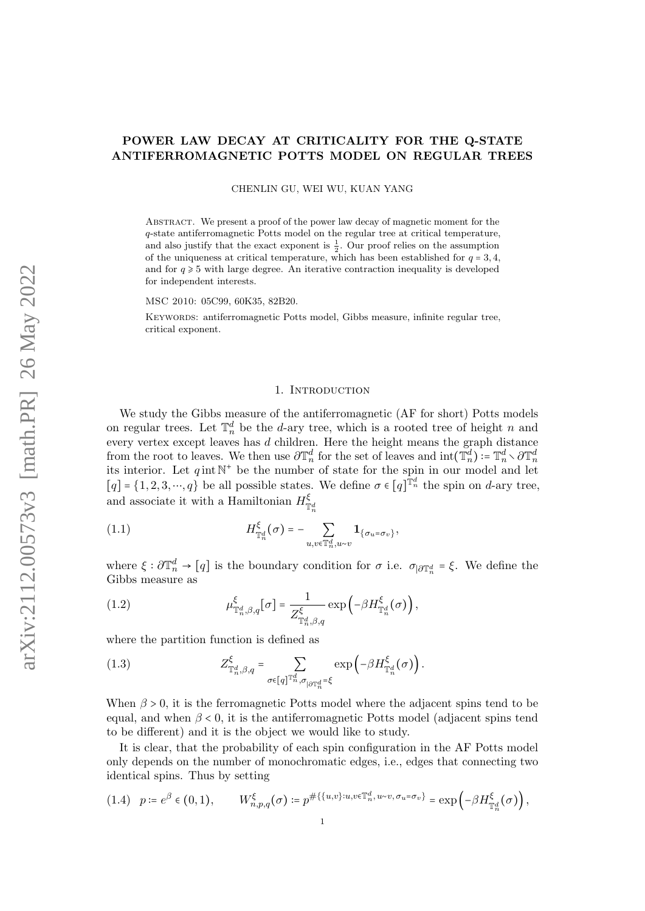# POWER LAW DECAY AT CRITICALITY FOR THE Q-STATE ANTIFERROMAGNETIC POTTS MODEL ON REGULAR TREES

CHENLIN GU, WEI WU, KUAN YANG

Abstract. We present a proof of the power law decay of magnetic moment for the $q$-state antiferromagnetic Potts model on the regular tree at critical temperature, and also justify that the exact exponent is $\frac{1}{2}$. Our proof relies on the assumption of the uniqueness at critical temperature, which has been established for $q = 3, 4$, and for $q \geqslant 5$ with large degree. An iterative contraction inequality is developed for independent interests.

MSC 2010: 05C99, 60K35, 82B20.

Keywords: antiferromagnetic Potts model, Gibbs measure, infinite regular tree, critical exponent.

## 1. Introduction

We study the Gibbs measure of the antiferromagnetic (AF for short) Potts models on regular trees. Let $\mathbb{T}_n^d$ be the $d$-ary tree, which is a rooted tree of height $n$ and every vertex except leaves has $d$ children. Here the height means the graph distance from the root to leaves. We then use $\partial \mathbb{T}_n^d$ for the set of leaves and $\mathrm{int}(\mathbb{T}_n^d) \coloneqq \mathbb{T}_n^d \setminus \partial \mathbb{T}_n^d$ its interior. Let $q \,\mathrm{int}\, \mathbb{N}^+$ be the number of state for the spin in our model and let $[q] = \{1, 2, 3, \cdots, q\}$ be all possible states. We define $\sigma \in [q]^{\mathbb{T}_n^d}$ the spin on $d$-ary tree, and associate it with a Hamiltonian $H^{\xi}_{\mathbb{T}_n^d}$

$$
H^{\xi}_{\mathbb{T}_n^d}(\sigma) = - \sum_{u, v \in \mathbb{T}_n^d, u \sim v} \mathbf{1}_{\{\sigma_u = \sigma_v\}}, \tag{1.1}
$$

where $\xi : \partial \mathbb{T}_n^d \to [q]$ is the boundary condition for $\sigma$ i.e. $\sigma_{|\partial \mathbb{T}_n^d} = \xi$. We define the Gibbs measure as

$$
\mu^{\xi}_{\mathbb{T}_n^d, \beta, q}[\sigma] = \frac{1}{Z^{\xi}_{\mathbb{T}_n^d, \beta, q}} \exp\left(-\beta H^{\xi}_{\mathbb{T}_n^d}(\sigma)\right), \tag{1.2}
$$

where the partition function is defined as

$$
Z^{\xi}_{\mathbb{T}_n^d, \beta, q} = \sum_{\sigma \in [q]^{\mathbb{T}_n^d}, \sigma_{|\partial \mathbb{T}_n^d} = \xi} \exp\left(-\beta H^{\xi}_{\mathbb{T}_n^d}(\sigma)\right). \tag{1.3}
$$

When $\beta > 0$, it is the ferromagnetic Potts model where the adjacent spins tend to be equal, and when $\beta < 0$, it is the antiferromagnetic Potts model (adjacent spins tend to be different) and it is the object we would like to study.

It is clear, that the probability of each spin configuration in the AF Potts model only depends on the number of monochromatic edges, i.e., edges that connecting two identical spins. Thus by setting

$$
p \coloneqq e^{\beta} \in (0,1), \qquad W^{\xi}_{n,p,q}(\sigma) \coloneqq p^{\#\{\{u,v\} : u, v \in \mathbb{T}_n^d, u \sim v, \sigma_u = \sigma_v\}} = \exp\left(-\beta H^{\xi}_{\mathbb{T}_n^d}(\sigma)\right), \tag{1.4}
$$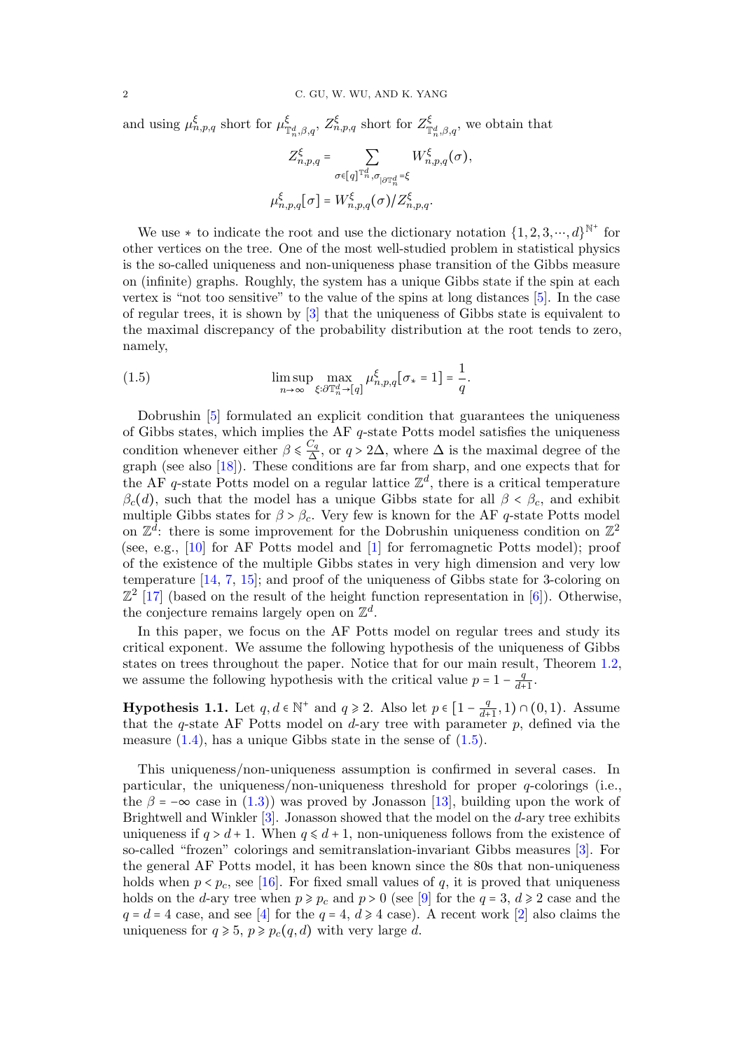and using $\mu^{\xi}_{n,p,q}$ short for $\mu^{\xi}_{\mathbb{T}^d_n,\beta,q}$, $Z^{\xi}_{n,p,q}$ short for $Z^{\xi}_{\mathbb{T}^d_n,\beta,q}$, we obtain that

$$Z^{\xi}_{n,p,q} = \sum_{\sigma\in[q]^{\mathbb{T}^d_n},\sigma_{|\partial\mathbb{T}^d_n}=\xi} W^{\xi}_{n,p,q}(\sigma),$$

$$\mu^{\xi}_{n,p,q}[\sigma] = W^{\xi}_{n,p,q}(\sigma)/Z^{\xi}_{n,p,q}.$$

We use $*$ to indicate the root and use the dictionary notation $\{1,2,3,\cdots,d\}^{\mathbb{N}^+}$ for other vertices on the tree. One of the most well-studied problem in statistical physics is the so-called uniqueness and non-uniqueness phase transition of the Gibbs measure on (infinite) graphs. Roughly, the system has a unique Gibbs state if the spin at each vertex is "not too sensitive" to the value of the spins at long distances [5]. In the case of regular trees, it is shown by [3] that the uniqueness of Gibbs state is equivalent to the maximal discrepancy of the probability distribution at the root tends to zero, namely,

$$\limsup_{n\to\infty} \max_{\xi:\partial\mathbb{T}^d_n\to[q]} \mu^{\xi}_{n,p,q}[\sigma_* = 1] = \frac{1}{q}. \tag{1.5}$$

Dobrushin [5] formulated an explicit condition that guarantees the uniqueness of Gibbs states, which implies the AF $q$-state Potts model satisfies the uniqueness condition whenever either $\beta \leqslant \frac{C_q}{\Delta}$, or $q > 2\Delta$, where $\Delta$ is the maximal degree of the graph (see also [18]). These conditions are far from sharp, and one expects that for the AF $q$-state Potts model on a regular lattice $\mathbb{Z}^d$, there is a critical temperature $\beta_c(d)$, such that the model has a unique Gibbs state for all $\beta < \beta_c$, and exhibit multiple Gibbs states for $\beta > \beta_c$. Very few is known for the AF $q$-state Potts model on $\mathbb{Z}^d$: there is some improvement for the Dobrushin uniqueness condition on $\mathbb{Z}^2$ (see, e.g., [10] for AF Potts model and [1] for ferromagnetic Potts model); proof of the existence of the multiple Gibbs states in very high dimension and very low temperature [14, 7, 15]; and proof of the uniqueness of Gibbs state for 3-coloring on $\mathbb{Z}^2$ [17] (based on the result of the height function representation in [6]). Otherwise, the conjecture remains largely open on $\mathbb{Z}^d$.

In this paper, we focus on the AF Potts model on regular trees and study its critical exponent. We assume the following hypothesis of the uniqueness of Gibbs states on trees throughout the paper. Notice that for our main result, Theorem 1.2, we assume the following hypothesis with the critical value $p = 1 - \frac{q}{d+1}$.

**Hypothesis 1.1.** Let $q, d \in \mathbb{N}^+$ and $q \geqslant 2$. Also let $p \in [1 - \frac{q}{d+1}, 1) \cap (0,1)$. Assume that the $q$-state AF Potts model on $d$-ary tree with parameter $p$, defined via the measure (1.4), has a unique Gibbs state in the sense of (1.5).

This uniqueness/non-uniqueness assumption is confirmed in several cases. In particular, the uniqueness/non-uniqueness threshold for proper $q$-colorings (i.e., the $\beta = -\infty$ case in (1.3)) was proved by Jonasson [13], building upon the work of Brightwell and Winkler [3]. Jonasson showed that the model on the $d$-ary tree exhibits uniqueness if $q > d+1$. When $q \leqslant d+1$, non-uniqueness follows from the existence of so-called "frozen" colorings and semitranslation-invariant Gibbs measures [3]. For the general AF Potts model, it has been known since the 80s that non-uniqueness holds when $p < p_c$, see [16]. For fixed small values of $q$, it is proved that uniqueness holds on the $d$-ary tree when $p \geqslant p_c$ and $p > 0$ (see [9] for the $q = 3$, $d \geqslant 2$ case and the $q = d = 4$ case, and see [4] for the $q = 4$, $d \geqslant 4$ case). A recent work [2] also claims the uniqueness for $q \geqslant 5$, $p \geqslant p_c(q,d)$ with very large $d$.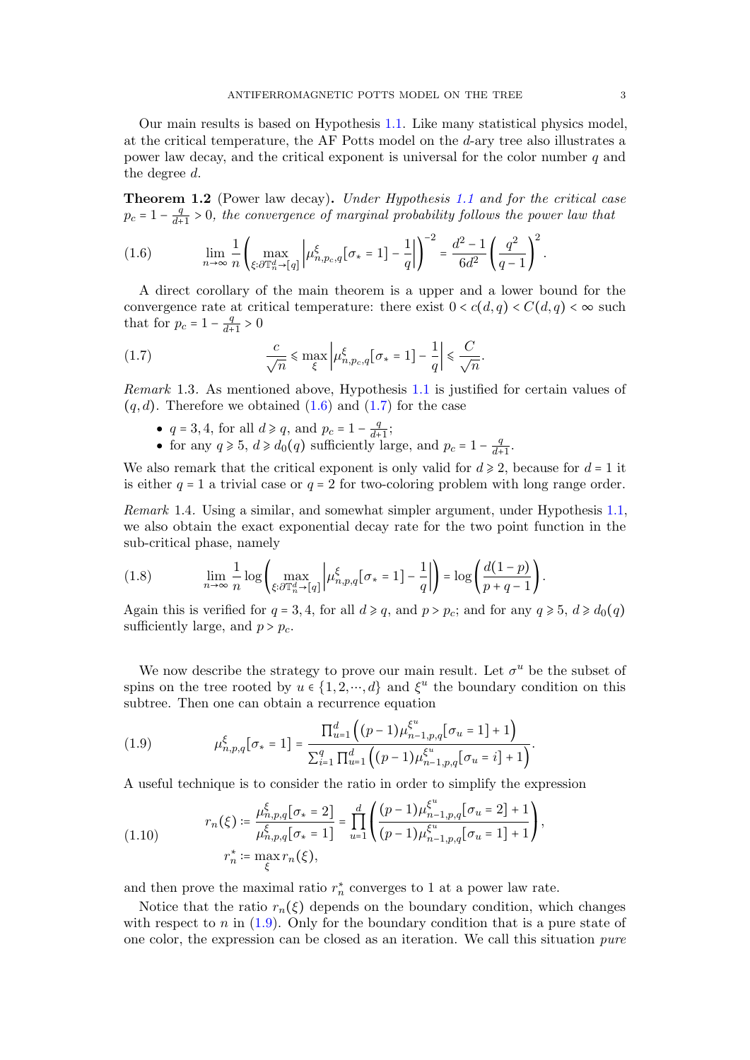Our main results is based on Hypothesis 1.1. Like many statistical physics model, at the critical temperature, the AF Potts model on the $d$-ary tree also illustrates a power law decay, and the critical exponent is universal for the color number $q$ and the degree $d$.

**Theorem 1.2** (Power law decay)**.** *Under Hypothesis 1.1 and for the critical case $p_c = 1 - \frac{q}{d+1} > 0$, the convergence of marginal probability follows the power law that*

$$\lim_{n\to\infty} \frac{1}{n}\left(\max_{\xi:\partial\mathbb{T}_n^d\to[q]} \left|\mu^{\xi}_{n,p_c,q}[\sigma_* = 1] - \frac{1}{q}\right|\right)^{-2} = \frac{d^2-1}{6d^2}\left(\frac{q^2}{q-1}\right)^2. \tag{1.6}$$

A direct corollary of the main theorem is a upper and a lower bound for the convergence rate at critical temperature: there exist $0 < c(d,q) < C(d,q) < \infty$ such that for $p_c = 1 - \frac{q}{d+1} > 0$

$$\frac{c}{\sqrt{n}} \leqslant \max_{\xi} \left|\mu^{\xi}_{n,p_c,q}[\sigma_* = 1] - \frac{1}{q}\right| \leqslant \frac{C}{\sqrt{n}}. \tag{1.7}$$

*Remark* 1.3. As mentioned above, Hypothesis 1.1 is justified for certain values of $(q,d)$. Therefore we obtained (1.6) and (1.7) for the case

- $q = 3, 4$, for all $d \geqslant q$, and $p_c = 1 - \frac{q}{d+1}$;
- for any $q \geqslant 5$, $d \geqslant d_0(q)$ sufficiently large, and $p_c = 1 - \frac{q}{d+1}$.

We also remark that the critical exponent is only valid for $d \geqslant 2$, because for $d = 1$ it is either $q = 1$ a trivial case or $q = 2$ for two-coloring problem with long range order.

*Remark* 1.4. Using a similar, and somewhat simpler argument, under Hypothesis 1.1, we also obtain the exact exponential decay rate for the two point function in the sub-critical phase, namely

$$\lim_{n\to\infty} \frac{1}{n}\log\left(\max_{\xi:\partial\mathbb{T}_n^d\to[q]} \left|\mu^{\xi}_{n,p,q}[\sigma_* = 1] - \frac{1}{q}\right|\right) = \log\left(\frac{d(1-p)}{p+q-1}\right). \tag{1.8}$$

Again this is verified for $q = 3, 4$, for all $d \geqslant q$, and $p > p_c$; and for any $q \geqslant 5$, $d \geqslant d_0(q)$ sufficiently large, and $p > p_c$.

We now describe the strategy to prove our main result. Let $\sigma^u$ be the subset of spins on the tree rooted by $u \in \{1, 2, \cdots, d\}$ and $\xi^u$ the boundary condition on this subtree. Then one can obtain a recurrence equation

$$\mu^{\xi}_{n,p,q}[\sigma_* = 1] = \frac{\prod_{u=1}^d \left((p-1)\mu^{\xi^u}_{n-1,p,q}[\sigma_u = 1] + 1\right)}{\sum_{i=1}^q \prod_{u=1}^d \left((p-1)\mu^{\xi^u}_{n-1,p,q}[\sigma_u = i] + 1\right)}. \tag{1.9}$$

A useful technique is to consider the ratio in order to simplify the expression

$$\begin{aligned} r_n(\xi) &:= \frac{\mu^{\xi}_{n,p,q}[\sigma_* = 2]}{\mu^{\xi}_{n,p,q}[\sigma_* = 1]} = \prod_{u=1}^d \left(\frac{(p-1)\mu^{\xi^u}_{n-1,p,q}[\sigma_u = 2] + 1}{(p-1)\mu^{\xi^u}_{n-1,p,q}[\sigma_u = 1] + 1}\right), \\ r_n^* &:= \max_{\xi} r_n(\xi), \end{aligned} \tag{1.10}$$

and then prove the maximal ratio $r_n^*$ converges to 1 at a power law rate.

Notice that the ratio $r_n(\xi)$ depends on the boundary condition, which changes with respect to $n$ in (1.9). Only for the boundary condition that is a pure state of one color, the expression can be closed as an iteration. We call this situation *pure*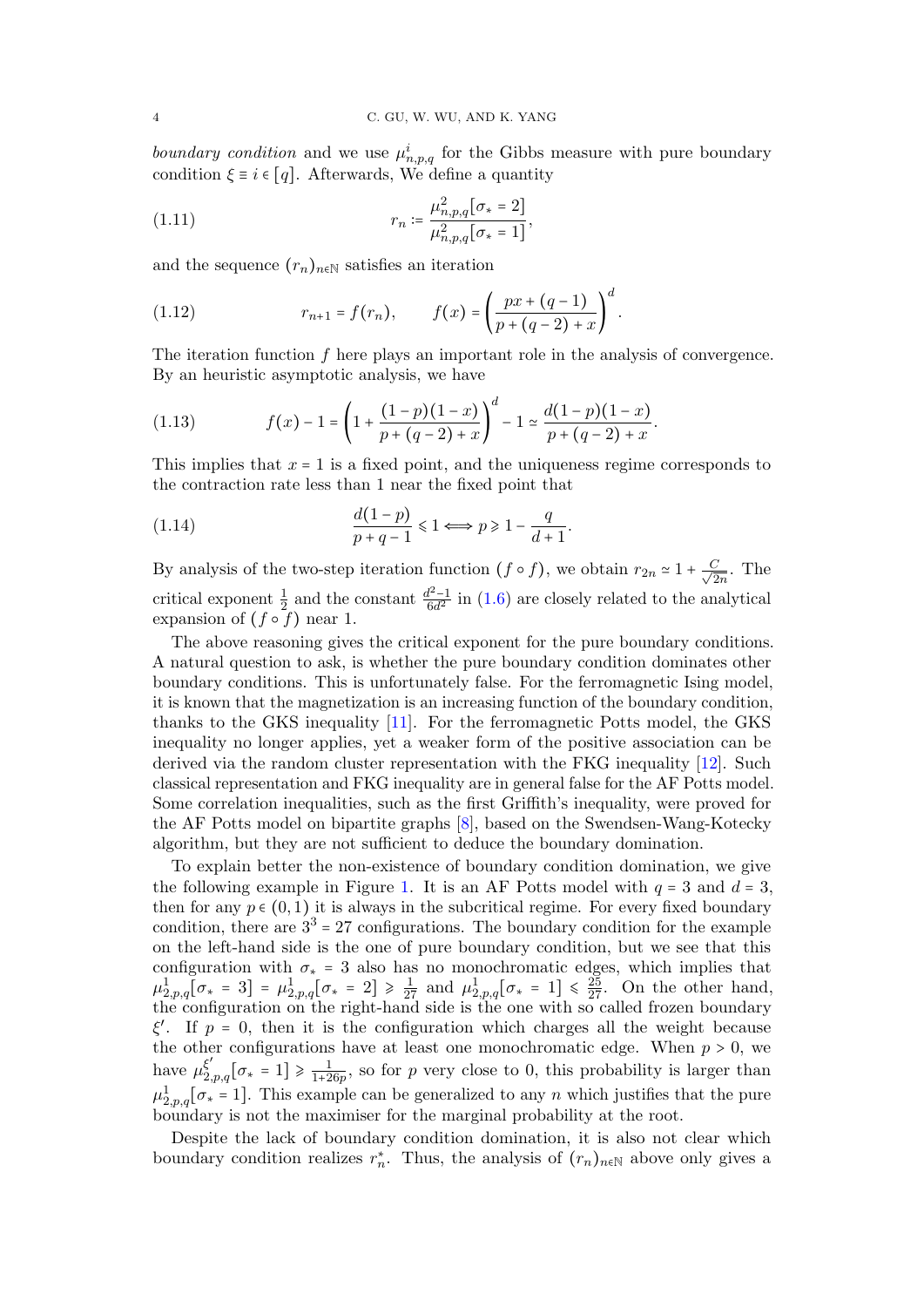*boundary condition* and we use $\mu^i_{n,p,q}$ for the Gibbs measure with pure boundary condition $\xi \equiv i \in [q]$. Afterwards, We define a quantity

$$r_n := \frac{\mu^2_{n,p,q}[\sigma_* = 2]}{\mu^2_{n,p,q}[\sigma_* = 1]}, \tag{1.11}$$

and the sequence $(r_n)_{n\in\mathbb{N}}$ satisfies an iteration

$$r_{n+1} = f(r_n), \qquad f(x) = \left(\frac{px + (q-1)}{p + (q-2) + x}\right)^d. \tag{1.12}$$

The iteration function $f$ here plays an important role in the analysis of convergence. By an heuristic asymptotic analysis, we have

$$f(x) - 1 = \left(1 + \frac{(1-p)(1-x)}{p + (q-2) + x}\right)^d - 1 \simeq \frac{d(1-p)(1-x)}{p + (q-2) + x}. \tag{1.13}$$

This implies that $x = 1$ is a fixed point, and the uniqueness regime corresponds to the contraction rate less than 1 near the fixed point that

$$\frac{d(1-p)}{p + q - 1} \leqslant 1 \Longleftrightarrow p \geqslant 1 - \frac{q}{d+1}. \tag{1.14}$$

By analysis of the two-step iteration function $(f \circ f)$, we obtain $r_{2n} \simeq 1 + \frac{C}{\sqrt{2n}}$. The critical exponent $\frac{1}{2}$ and the constant $\frac{d^2-1}{6d^2}$ in (1.6) are closely related to the analytical expansion of $(f \circ f)$ near 1.

The above reasoning gives the critical exponent for the pure boundary conditions. A natural question to ask, is whether the pure boundary condition dominates other boundary conditions. This is unfortunately false. For the ferromagnetic Ising model, it is known that the magnetization is an increasing function of the boundary condition, thanks to the GKS inequality [11]. For the ferromagnetic Potts model, the GKS inequality no longer applies, yet a weaker form of the positive association can be derived via the random cluster representation with the FKG inequality [12]. Such classical representation and FKG inequality are in general false for the AF Potts model. Some correlation inequalities, such as the first Griffith's inequality, were proved for the AF Potts model on bipartite graphs [8], based on the Swendsen-Wang-Kotecky algorithm, but they are not sufficient to deduce the boundary domination.

To explain better the non-existence of boundary condition domination, we give the following example in Figure 1. It is an AF Potts model with $q = 3$ and $d = 3$, then for any $p \in (0,1)$ it is always in the subcritical regime. For every fixed boundary condition, there are $3^3 = 27$ configurations. The boundary condition for the example on the left-hand side is the one of pure boundary condition, but we see that this configuration with $\sigma_* = 3$ also has no monochromatic edges, which implies that $\mu^1_{2,p,q}[\sigma_* = 3] = \mu^1_{2,p,q}[\sigma_* = 2] \geqslant \frac{1}{27}$ and $\mu^1_{2,p,q}[\sigma_* = 1] \leqslant \frac{25}{27}$. On the other hand, the configuration on the right-hand side is the one with so called frozen boundary $\xi'$. If $p = 0$, then it is the configuration which charges all the weight because the other configurations have at least one monochromatic edge. When $p > 0$, we have $\mu^{\xi'}_{2,p,q}[\sigma_* = 1] \geqslant \frac{1}{1+26p}$, so for $p$ very close to 0, this probability is larger than $\mu^1_{2,p,q}[\sigma_* = 1]$. This example can be generalized to any $n$ which justifies that the pure boundary is not the maximiser for the marginal probability at the root.

Despite the lack of boundary condition domination, it is also not clear which boundary condition realizes $r^*_n$. Thus, the analysis of $(r_n)_{n\in\mathbb{N}}$ above only gives a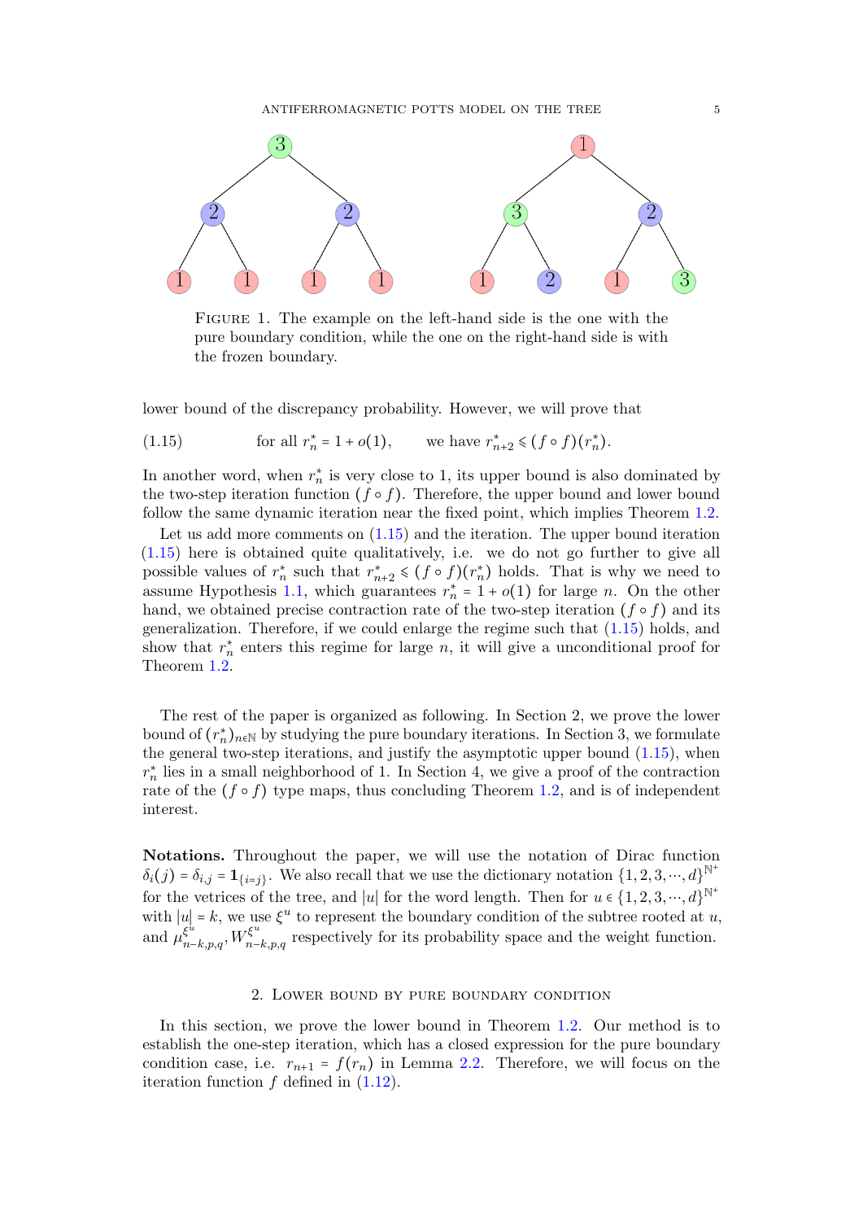FIGURE 1. The example on the left-hand side is the one with the pure boundary condition, while the one on the right-hand side is with the frozen boundary.

lower bound of the discrepancy probability. However, we will prove that

$$\text{for all } r_n^* = 1 + o(1), \qquad \text{we have } r_{n+2}^* \leqslant (f \circ f)(r_n^*). \tag{1.15}$$

In another word, when $r_n^*$ is very close to 1, its upper bound is also dominated by the two-step iteration function $(f \circ f)$. Therefore, the upper bound and lower bound follow the same dynamic iteration near the fixed point, which implies Theorem 1.2.

Let us add more comments on (1.15) and the iteration. The upper bound iteration (1.15) here is obtained quite qualitatively, i.e. we do not go further to give all possible values of $r_n^*$ such that $r_{n+2}^* \leqslant (f \circ f)(r_n^*)$ holds. That is why we need to assume Hypothesis 1.1, which guarantees $r_n^* = 1 + o(1)$ for large $n$. On the other hand, we obtained precise contraction rate of the two-step iteration $(f \circ f)$ and its generalization. Therefore, if we could enlarge the regime such that (1.15) holds, and show that $r_n^*$ enters this regime for large $n$, it will give a unconditional proof for Theorem 1.2.

The rest of the paper is organized as following. In Section 2, we prove the lower bound of $(r_n^*)_{n \in \mathbb{N}}$ by studying the pure boundary iterations. In Section 3, we formulate the general two-step iterations, and justify the asymptotic upper bound (1.15), when $r_n^*$ lies in a small neighborhood of 1. In Section 4, we give a proof of the contraction rate of the $(f \circ f)$ type maps, thus concluding Theorem 1.2, and is of independent interest.

**Notations.** Throughout the paper, we will use the notation of Dirac function $\delta_i(j) = \delta_{i,j} = \mathbf{1}_{\{i=j\}}$. We also recall that we use the dictionary notation $\{1,2,3,\cdots,d\}^{\mathbb{N}^+}$ for the vetrices of the tree, and $|u|$ for the word length. Then for $u \in \{1,2,3,\cdots,d\}^{\mathbb{N}^+}$ with $|u| = k$, we use $\xi^u$ to represent the boundary condition of the subtree rooted at $u$, and $\mu_{n-k,p,q}^{\xi^u}, W_{n-k,p,q}^{\xi^u}$ respectively for its probability space and the weight function.

## 2. Lower bound by pure boundary condition

In this section, we prove the lower bound in Theorem 1.2. Our method is to establish the one-step iteration, which has a closed expression for the pure boundary condition case, i.e. $r_{n+1} = f(r_n)$ in Lemma 2.2. Therefore, we will focus on the iteration function $f$ defined in (1.12).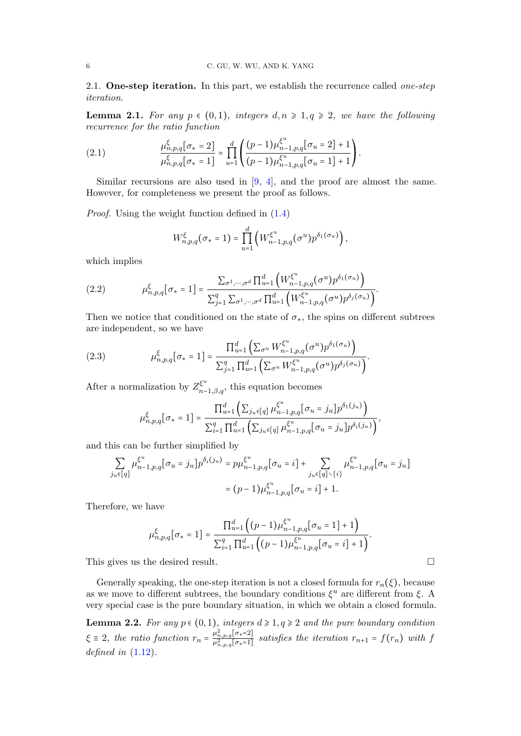## 2.1. One-step iteration.

In this part, we establish the recurrence called *one-step iteration*.

**Lemma 2.1.** *For any $p \in (0,1)$, integers $d, n \geqslant 1, q \geqslant 2$, we have the following recurrence for the ratio function*

$$\frac{\mu^{\xi}_{n,p,q}[\sigma_* = 2]}{\mu^{\xi}_{n,p,q}[\sigma_* = 1]} = \prod_{u=1}^{d} \left( \frac{(p-1)\mu^{\xi^u}_{n-1,p,q}[\sigma_u = 2] + 1}{(p-1)\mu^{\xi^u}_{n-1,p,q}[\sigma_u = 1] + 1} \right). \tag{2.1}$$

Similar recursions are also used in [9, 4], and the proof are almost the same. However, for completeness we present the proof as follows.

*Proof.* Using the weight function defined in (1.4)

$$W^{\xi}_{n,p,q}(\sigma_* = 1) = \prod_{u=1}^{d} \left( W^{\xi^u}_{n-1,p,q}(\sigma^u) p^{\delta_1(\sigma_u)} \right),$$

which implies

$$\mu^{\xi}_{n,p,q}[\sigma_* = 1] = \frac{\sum_{\sigma^1,\cdots,\sigma^d} \prod_{u=1}^{d} \left( W^{\xi^u}_{n-1,p,q}(\sigma^u) p^{\delta_1(\sigma_u)} \right)}{\sum_{j=1}^{q} \sum_{\sigma^1,\cdots,\sigma^d} \prod_{u=1}^{d} \left( W^{\xi^u}_{n-1,p,q}(\sigma^u) p^{\delta_j(\sigma_u)} \right)}. \tag{2.2}$$

Then we notice that conditioned on the state of $\sigma_*$, the spins on different subtrees are independent, so we have

$$\mu^{\xi}_{n,p,q}[\sigma_* = 1] = \frac{\prod_{u=1}^{d} \left( \sum_{\sigma^u} W^{\xi^u}_{n-1,p,q}(\sigma^u) p^{\delta_1(\sigma_u)} \right)}{\sum_{j=1}^{q} \prod_{u=1}^{d} \left( \sum_{\sigma^u} W^{\xi^u}_{n-1,p,q}(\sigma^u) p^{\delta_j(\sigma_u)} \right)}. \tag{2.3}$$

After a normalization by $Z^{\xi^u}_{n-1,\beta,q}$, this equation becomes

$$\mu^{\xi}_{n,p,q}[\sigma_* = 1] = \frac{\prod_{u=1}^{d} \left( \sum_{j_u \in [q]} \mu^{\xi^u}_{n-1,p,q}[\sigma_u = j_u] p^{\delta_1(j_u)} \right)}{\sum_{i=1}^{q} \prod_{u=1}^{d} \left( \sum_{j_u \in [q]} \mu^{\xi^u}_{n-1,p,q}[\sigma_u = j_u] p^{\delta_i(j_u)} \right)},$$

and this can be further simplified by

$$\begin{aligned}
\sum_{j_u \in [q]} \mu^{\xi^u}_{n-1,p,q}[\sigma_u = j_u] p^{\delta_i(j_u)} &= p\mu^{\xi^u}_{n-1,p,q}[\sigma_u = i] + \sum_{j_u \in [q] \setminus \{i\}} \mu^{\xi^u}_{n-1,p,q}[\sigma_u = j_u] \\
&= (p-1)\mu^{\xi^u}_{n-1,p,q}[\sigma_u = i] + 1.
\end{aligned}$$

Therefore, we have

$$\mu^{\xi}_{n,p,q}[\sigma_* = 1] = \frac{\prod_{u=1}^{d} \left( (p-1)\mu^{\xi^u}_{n-1,p,q}[\sigma_u = 1] + 1 \right)}{\sum_{i=1}^{q} \prod_{u=1}^{d} \left( (p-1)\mu^{\xi^u}_{n-1,p,q}[\sigma_u = i] + 1 \right)}.$$

This gives us the desired result. $\square$

Generally speaking, the one-step iteration is not a closed formula for $r_n(\xi)$, because as we move to different subtrees, the boundary conditions $\xi^u$ are different from $\xi$. A very special case is the pure boundary situation, in which we obtain a closed formula.

**Lemma 2.2.** *For any $p \in (0,1)$, integers $d \geqslant 1, q \geqslant 2$ and the pure boundary condition $\xi \equiv 2$, the ratio function $r_n = \frac{\mu^2_{n,p,q}[\sigma_* = 2]}{\mu^2_{n,p,q}[\sigma_* = 1]}$ satisfies the iteration $r_{n+1} = f(r_n)$ with $f$ defined in (1.12).*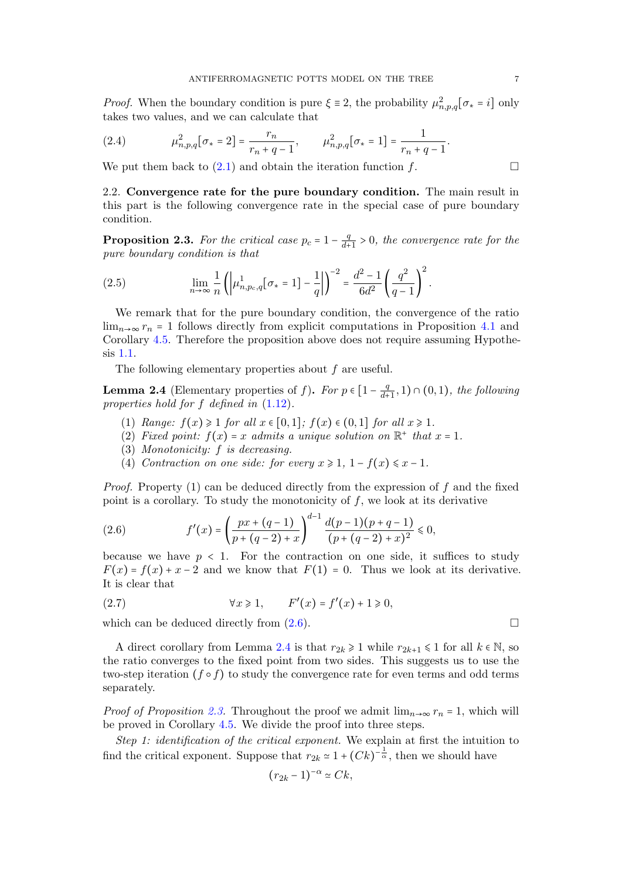*Proof.* When the boundary condition is pure $\xi \equiv 2$, the probability $\mu^2_{n,p,q}[\sigma_* = i]$ only takes two values, and we can calculate that

$$\mu^2_{n,p,q}[\sigma_* = 2] = \frac{r_n}{r_n + q - 1}, \qquad \mu^2_{n,p,q}[\sigma_* = 1] = \frac{1}{r_n + q - 1}. \tag{2.4}$$

We put them back to (2.1) and obtain the iteration function $f$. □

## 2.2. Convergence rate for the pure boundary condition.

The main result in this part is the following convergence rate in the special case of pure boundary condition.

**Proposition 2.3.** *For the critical case $p_c = 1 - \frac{q}{d+1} > 0$, the convergence rate for the pure boundary condition is that*

$$\lim_{n\to\infty} \frac{1}{n}\left(\left|\mu^1_{n,p_c,q}[\sigma_* = 1] - \frac{1}{q}\right|\right)^{-2} = \frac{d^2-1}{6d^2}\left(\frac{q^2}{q-1}\right)^2. \tag{2.5}$$

We remark that for the pure boundary condition, the convergence of the ratio $\lim_{n\to\infty} r_n = 1$ follows directly from explicit computations in Proposition 4.1 and Corollary 4.5. Therefore the proposition above does not require assuming Hypothesis 1.1.

The following elementary properties about $f$ are useful.

**Lemma 2.4** (Elementary properties of $f$)**.** *For $p \in [1 - \frac{q}{d+1}, 1) \cap (0,1)$, the following properties hold for $f$ defined in (1.12).*

1. *Range: $f(x) \geqslant 1$ for all $x \in [0,1]$; $f(x) \in (0,1]$ for all $x \geqslant 1$.*
2. *Fixed point: $f(x) = x$ admits a unique solution on $\mathbb{R}^+$ that $x = 1$.*
3. *Monotonicity: $f$ is decreasing.*
4. *Contraction on one side: for every $x \geqslant 1$, $1 - f(x) \leqslant x - 1$.*

*Proof.* Property (1) can be deduced directly from the expression of $f$ and the fixed point is a corollary. To study the monotonicity of $f$, we look at its derivative

$$f'(x) = \left(\frac{px + (q-1)}{p + (q-2) + x}\right)^{d-1} \frac{d(p-1)(p+q-1)}{(p+(q-2)+x)^2} \leqslant 0, \tag{2.6}$$

because we have $p < 1$. For the contraction on one side, it suffices to study $F(x) = f(x) + x - 2$ and we know that $F(1) = 0$. Thus we look at its derivative. It is clear that

$$\forall x \geqslant 1, \qquad F'(x) = f'(x) + 1 \geqslant 0, \tag{2.7}$$

which can be deduced directly from (2.6). □

A direct corollary from Lemma 2.4 is that $r_{2k} \geqslant 1$ while $r_{2k+1} \leqslant 1$ for all $k \in \mathbb{N}$, so the ratio converges to the fixed point from two sides. This suggests us to use the two-step iteration $(f \circ f)$ to study the convergence rate for even terms and odd terms separately.

*Proof of Proposition 2.3.* Throughout the proof we admit $\lim_{n\to\infty} r_n = 1$, which will be proved in Corollary 4.5. We divide the proof into three steps.

*Step 1: identification of the critical exponent.* We explain at first the intuition to find the critical exponent. Suppose that $r_{2k} \simeq 1 + (Ck)^{-\frac{1}{\alpha}}$, then we should have

$$(r_{2k} - 1)^{-\alpha} \simeq Ck,$$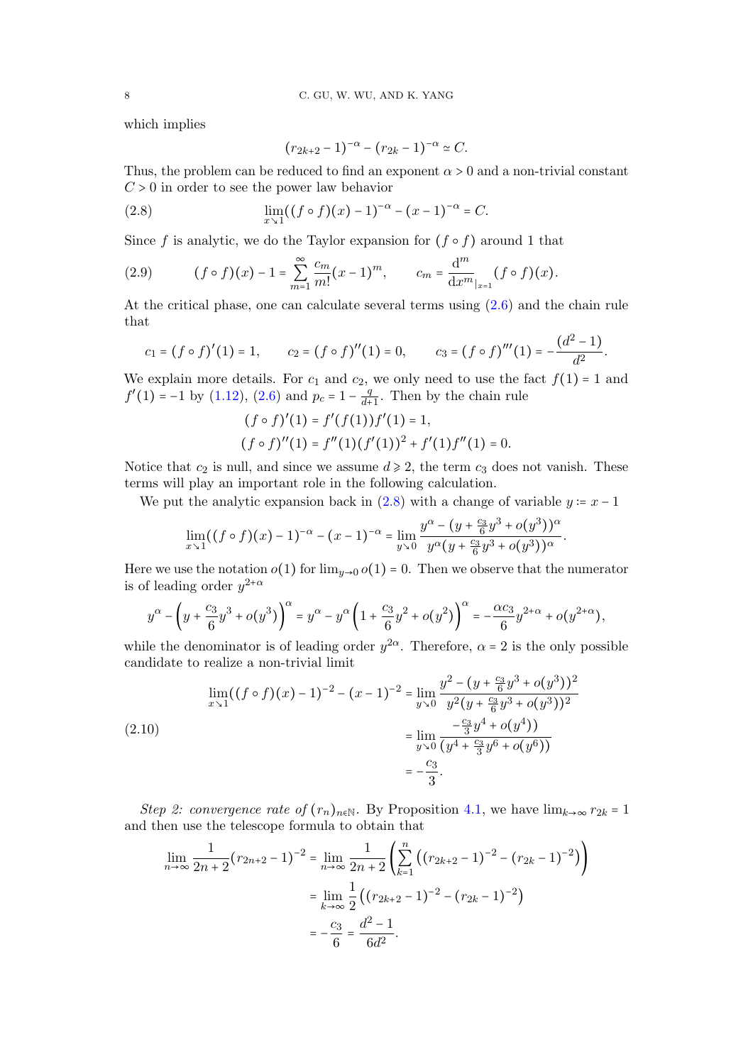which implies

$$(r_{2k+2}-1)^{-\alpha}-(r_{2k}-1)^{-\alpha}\simeq C.$$

Thus, the problem can be reduced to find an exponent $\alpha>0$ and a non-trivial constant $C>0$ in order to see the power law behavior

$$\lim_{x\searrow 1}((f\circ f)(x)-1)^{-\alpha}-(x-1)^{-\alpha}=C. \tag{2.8}$$

Since $f$ is analytic, we do the Taylor expansion for $(f\circ f)$ around 1 that

$$(f\circ f)(x)-1=\sum_{m=1}^{\infty}\frac{c_m}{m!}(x-1)^m,\qquad c_m=\frac{\mathrm{d}^m}{\mathrm{d}x^m}_{|x=1}(f\circ f)(x). \tag{2.9}$$

At the critical phase, one can calculate several terms using (2.6) and the chain rule that

$$c_1=(f\circ f)'(1)=1,\qquad c_2=(f\circ f)''(1)=0,\qquad c_3=(f\circ f)'''(1)=-\frac{(d^2-1)}{d^2}.$$

We explain more details. For $c_1$ and $c_2$, we only need to use the fact $f(1)=1$ and $f'(1)=-1$ by (1.12), (2.6) and $p_c=1-\frac{q}{d+1}$. Then by the chain rule

$$(f\circ f)'(1)=f'(f(1))f'(1)=1,$$
$$(f\circ f)''(1)=f''(1)(f'(1))^2+f'(1)f''(1)=0.$$

Notice that $c_2$ is null, and since we assume $d\geqslant 2$, the term $c_3$ does not vanish. These terms will play an important role in the following calculation.

We put the analytic expansion back in (2.8) with a change of variable $y:=x-1$

$$\lim_{x\searrow 1}((f\circ f)(x)-1)^{-\alpha}-(x-1)^{-\alpha}=\lim_{y\searrow 0}\frac{y^\alpha-(y+\frac{c_3}{6}y^3+o(y^3))^\alpha}{y^\alpha(y+\frac{c_3}{6}y^3+o(y^3))^\alpha}.$$

Here we use the notation $o(1)$ for $\lim_{y\to 0}o(1)=0$. Then we observe that the numerator is of leading order $y^{2+\alpha}$

$$y^\alpha-\left(y+\frac{c_3}{6}y^3+o(y^3)\right)^\alpha=y^\alpha-y^\alpha\left(1+\frac{c_3}{6}y^2+o(y^2)\right)^\alpha=-\frac{\alpha c_3}{6}y^{2+\alpha}+o(y^{2+\alpha}),$$

while the denominator is of leading order $y^{2\alpha}$. Therefore, $\alpha=2$ is the only possible candidate to realize a non-trivial limit

$$\begin{aligned}\lim_{x\searrow 1}((f\circ f)(x)-1)^{-2}-(x-1)^{-2}&=\lim_{y\searrow 0}\frac{y^2-(y+\frac{c_3}{6}y^3+o(y^3))^2}{y^2(y+\frac{c_3}{6}y^3+o(y^3))^2}\\&=\lim_{y\searrow 0}\frac{-\frac{c_3}{3}y^4+o(y^4))}{(y^4+\frac{c_3}{3}y^6+o(y^6))}\\&=-\frac{c_3}{3}.\end{aligned} \tag{2.10}$$

*Step 2: convergence rate of $(r_n)_{n\in\mathbb{N}}$.* By Proposition 4.1, we have $\lim_{k\to\infty}r_{2k}=1$ and then use the telescope formula to obtain that

$$\begin{aligned}\lim_{n\to\infty}\frac{1}{2n+2}(r_{2n+2}-1)^{-2}&=\lim_{n\to\infty}\frac{1}{2n+2}\left(\sum_{k=1}^{n}\left((r_{2k+2}-1)^{-2}-(r_{2k}-1)^{-2}\right)\right)\\&=\lim_{k\to\infty}\frac{1}{2}\left((r_{2k+2}-1)^{-2}-(r_{2k}-1)^{-2}\right)\\&=-\frac{c_3}{6}=\frac{d^2-1}{6d^2}.\end{aligned}$$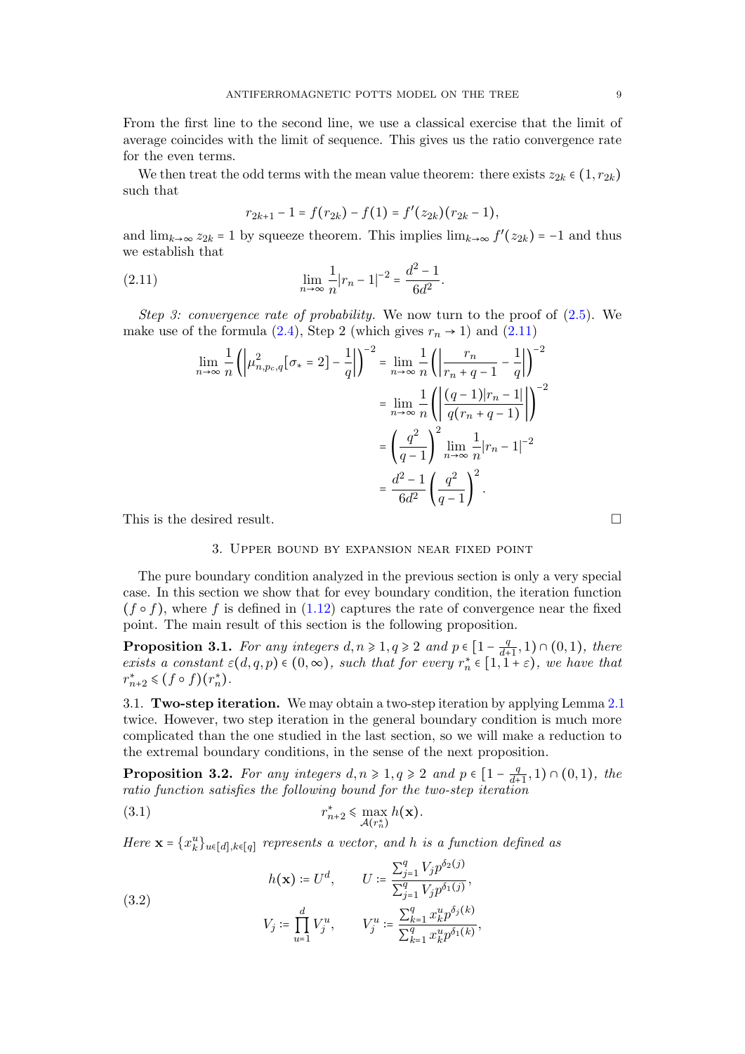From the first line to the second line, we use a classical exercise that the limit of average coincides with the limit of sequence. This gives us the ratio convergence rate for the even terms.

We then treat the odd terms with the mean value theorem: there exists $z_{2k} \in (1, r_{2k})$ such that

$$r_{2k+1} - 1 = f(r_{2k}) - f(1) = f'(z_{2k})(r_{2k} - 1),$$

and $\lim_{k\to\infty} z_{2k} = 1$ by squeeze theorem. This implies $\lim_{k\to\infty} f'(z_{2k}) = -1$ and thus we establish that

$$\lim_{n\to\infty} \frac{1}{n}|r_n - 1|^{-2} = \frac{d^2-1}{6d^2}. \tag{2.11}$$

*Step 3: convergence rate of probability.* We now turn to the proof of (2.5). We make use of the formula (2.4), Step 2 (which gives $r_n \to 1$) and (2.11)

$$\begin{aligned}
\lim_{n\to\infty} \frac{1}{n}\left(\left|\mu^2_{n,p_c,q}[\sigma_* = 2] - \frac{1}{q}\right|\right)^{-2} &= \lim_{n\to\infty} \frac{1}{n}\left(\left|\frac{r_n}{r_n + q - 1} - \frac{1}{q}\right|\right)^{-2} \\
&= \lim_{n\to\infty} \frac{1}{n}\left(\left|\frac{(q-1)|r_n - 1|}{q(r_n + q - 1)}\right|\right)^{-2} \\
&= \left(\frac{q^2}{q-1}\right)^2 \lim_{n\to\infty} \frac{1}{n}|r_n - 1|^{-2} \\
&= \frac{d^2-1}{6d^2}\left(\frac{q^2}{q-1}\right)^2.
\end{aligned}$$

This is the desired result. ☐

## 3. Upper bound by expansion near fixed point

The pure boundary condition analyzed in the previous section is only a very special case. In this section we show that for evey boundary condition, the iteration function $(f \circ f)$, where $f$ is defined in (1.12) captures the rate of convergence near the fixed point. The main result of this section is the following proposition.

**Proposition 3.1.** *For any integers $d, n \geqslant 1, q \geqslant 2$ and $p \in [1 - \frac{q}{d+1}, 1) \cap (0,1)$, there exists a constant $\varepsilon(d,q,p) \in (0,\infty)$, such that for every $r^*_n \in [1, 1+\varepsilon)$, we have that $r^*_{n+2} \leqslant (f \circ f)(r^*_n)$.*

### 3.1. Two-step iteration.

We may obtain a two-step iteration by applying Lemma 2.1 twice. However, two step iteration in the general boundary condition is much more complicated than the one studied in the last section, so we will make a reduction to the extremal boundary conditions, in the sense of the next proposition.

**Proposition 3.2.** *For any integers $d, n \geqslant 1, q \geqslant 2$ and $p \in [1 - \frac{q}{d+1}, 1) \cap (0,1)$, the ratio function satisfies the following bound for the two-step iteration*

$$r^*_{n+2} \leqslant \max_{\mathcal{A}(r^*_n)} h(\mathbf{x}). \tag{3.1}$$

*Here $\mathbf{x} = \{x^u_k\}_{u\in[d], k\in[q]}$ represents a vector, and $h$ is a function defined as*

$$\begin{aligned}
h(\mathbf{x}) &:= U^d, \qquad U := \frac{\sum_{j=1}^q V_j p^{\delta_2(j)}}{\sum_{j=1}^q V_j p^{\delta_1(j)}}, \\
V_j &:= \prod_{u=1}^d V^u_j, \qquad V^u_j := \frac{\sum_{k=1}^q x^u_k p^{\delta_j(k)}}{\sum_{k=1}^q x^u_k p^{\delta_1(k)}},
\end{aligned} \tag{3.2}$$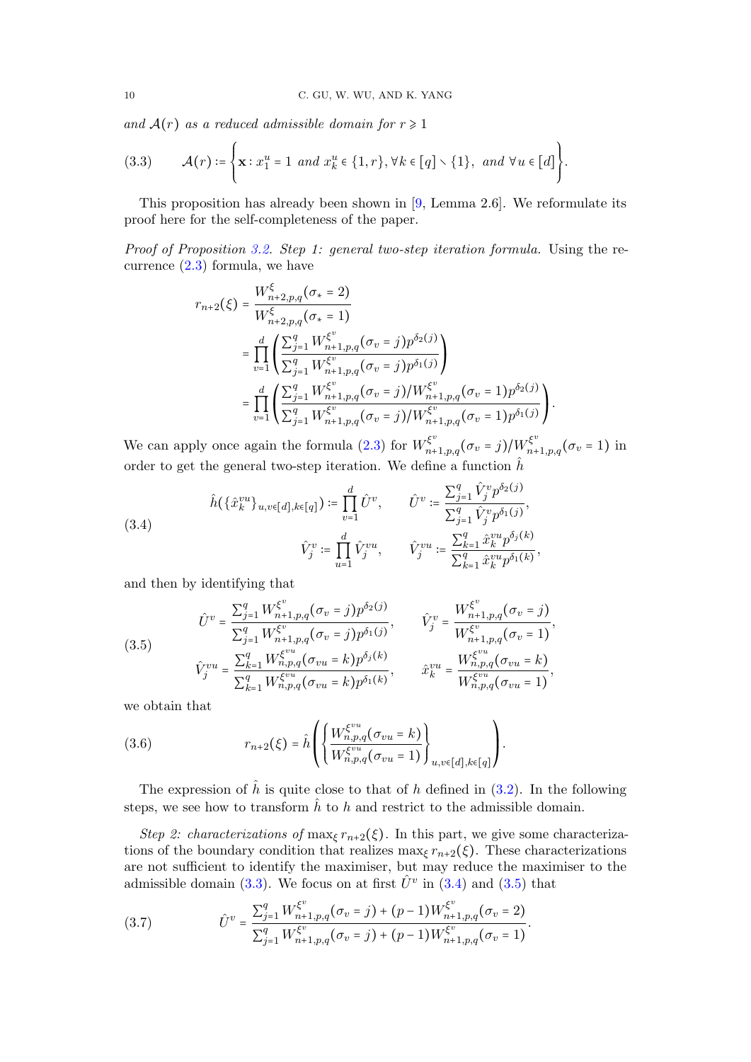and $\mathcal{A}(r)$ as a reduced admissible domain for $r \geqslant 1$

$$\mathcal{A}(r) := \left\{ \mathbf{x} : x_1^u = 1 \text{ and } x_k^u \in \{1, r\}, \forall k \in [q] \setminus \{1\}, \text{ and } \forall u \in [d] \right\}. \tag{3.3}$$

This proposition has already been shown in [9, Lemma 2.6]. We reformulate its proof here for the self-completeness of the paper.

*Proof of Proposition 3.2. Step 1: general two-step iteration formula.* Using the recurrence (2.3) formula, we have

$$\begin{aligned}
r_{n+2}(\xi) &= \frac{W^{\xi}_{n+2,p,q}(\sigma_* = 2)}{W^{\xi}_{n+2,p,q}(\sigma_* = 1)} \\
&= \prod_{v=1}^{d} \left( \frac{\sum_{j=1}^q W^{\xi^v}_{n+1,p,q}(\sigma_v = j) p^{\delta_2(j)}}{\sum_{j=1}^q W^{\xi^v}_{n+1,p,q}(\sigma_v = j) p^{\delta_1(j)}} \right) \\
&= \prod_{v=1}^{d} \left( \frac{\sum_{j=1}^q W^{\xi^v}_{n+1,p,q}(\sigma_v = j) / W^{\xi^v}_{n+1,p,q}(\sigma_v = 1) p^{\delta_2(j)}}{\sum_{j=1}^q W^{\xi^v}_{n+1,p,q}(\sigma_v = j) / W^{\xi^v}_{n+1,p,q}(\sigma_v = 1) p^{\delta_1(j)}} \right).
\end{aligned}$$

We can apply once again the formula (2.3) for $W^{\xi^v}_{n+1,p,q}(\sigma_v = j)/W^{\xi^v}_{n+1,p,q}(\sigma_v = 1)$ in order to get the general two-step iteration. We define a function $\hat{h}$

$$\begin{aligned}
&\hat{h}(\{\hat{x}_k^{vu}\}_{u,v \in [d], k \in [q]}) := \prod_{v=1}^{d} \hat{U}^v, \qquad \hat{U}^v := \frac{\sum_{j=1}^q \hat{V}_j^v p^{\delta_2(j)}}{\sum_{j=1}^q \hat{V}_j^v p^{\delta_1(j)}}, \\
&\qquad\qquad \hat{V}_j^v := \prod_{u=1}^{d} \hat{V}_j^{vu}, \qquad \hat{V}_j^{vu} := \frac{\sum_{k=1}^q \hat{x}_k^{vu} p^{\delta_j(k)}}{\sum_{k=1}^q \hat{x}_k^{vu} p^{\delta_1(k)}},
\end{aligned} \tag{3.4}$$

and then by identifying that

$$\begin{aligned}
\hat{U}^v &= \frac{\sum_{j=1}^q W^{\xi^v}_{n+1,p,q}(\sigma_v = j) p^{\delta_2(j)}}{\sum_{j=1}^q W^{\xi^v}_{n+1,p,q}(\sigma_v = j) p^{\delta_1(j)}}, \qquad \hat{V}_j^v = \frac{W^{\xi^v}_{n+1,p,q}(\sigma_v = j)}{W^{\xi^v}_{n+1,p,q}(\sigma_v = 1)}, \\
\hat{V}_j^{vu} &= \frac{\sum_{k=1}^q W^{\xi^{vu}}_{n,p,q}(\sigma_{vu} = k) p^{\delta_j(k)}}{\sum_{k=1}^q W^{\xi^{vu}}_{n,p,q}(\sigma_{vu} = k) p^{\delta_1(k)}}, \qquad \hat{x}_k^{vu} = \frac{W^{\xi^{vu}}_{n,p,q}(\sigma_{vu} = k)}{W^{\xi^{vu}}_{n,p,q}(\sigma_{vu} = 1)},
\end{aligned} \tag{3.5}$$

we obtain that

$$r_{n+2}(\xi) = \hat{h}\left( \left\{ \frac{W^{\xi^{vu}}_{n,p,q}(\sigma_{vu} = k)}{W^{\xi^{vu}}_{n,p,q}(\sigma_{vu} = 1)} \right\}_{u,v \in [d], k \in [q]} \right). \tag{3.6}$$

The expression of $\hat{h}$ is quite close to that of $h$ defined in (3.2). In the following steps, we see how to transform $\hat{h}$ to $h$ and restrict to the admissible domain.

*Step 2: characterizations of* $\max_\xi r_{n+2}(\xi)$. In this part, we give some characterizations of the boundary condition that realizes $\max_\xi r_{n+2}(\xi)$. These characterizations are not sufficient to identify the maximiser, but may reduce the maximiser to the admissible domain (3.3). We focus on at first $\hat{U}^v$ in (3.4) and (3.5) that

$$\hat{U}^v = \frac{\sum_{j=1}^q W^{\xi^v}_{n+1,p,q}(\sigma_v = j) + (p-1) W^{\xi^v}_{n+1,p,q}(\sigma_v = 2)}{\sum_{j=1}^q W^{\xi^v}_{n+1,p,q}(\sigma_v = j) + (p-1) W^{\xi^v}_{n+1,p,q}(\sigma_v = 1)}. \tag{3.7}$$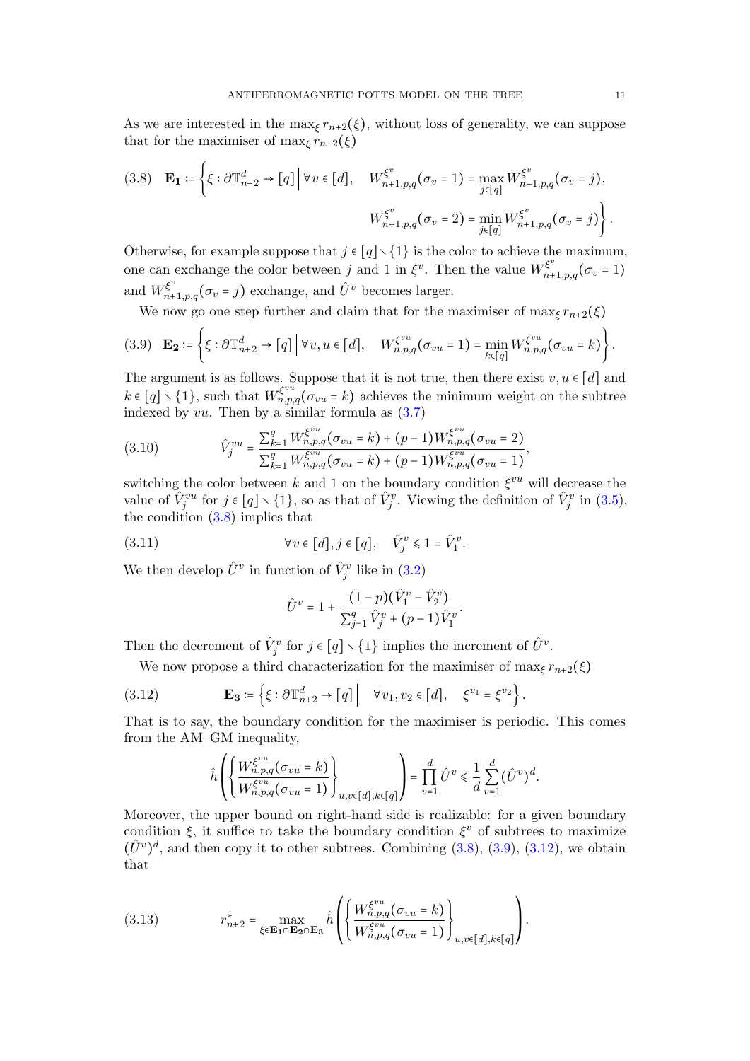As we are interested in the $\max_\xi r_{n+2}(\xi)$, without loss of generality, we can suppose that for the maximiser of $\max_\xi r_{n+2}(\xi)$

$$
\mathbf{E_1} := \left\{ \xi : \partial \mathbb{T}^d_{n+2} \to [q] \,\middle|\, \forall v \in [d], \quad W^{\xi^v}_{n+1,p,q}(\sigma_v = 1) = \max_{j \in [q]} W^{\xi^v}_{n+1,p,q}(\sigma_v = j), \right.
$$
$$
\left. W^{\xi^v}_{n+1,p,q}(\sigma_v = 2) = \min_{j \in [q]} W^{\xi^v}_{n+1,p,q}(\sigma_v = j) \right\}. \tag{3.8}
$$

Otherwise, for example suppose that $j \in [q] \smallsetminus \{1\}$ is the color to achieve the maximum, one can exchange the color between $j$ and 1 in $\xi^v$. Then the value $W^{\xi^v}_{n+1,p,q}(\sigma_v = 1)$ and $W^{\xi^v}_{n+1,p,q}(\sigma_v = j)$ exchange, and $\hat{U}^v$ becomes larger.

We now go one step further and claim that for the maximiser of $\max_\xi r_{n+2}(\xi)$

$$
\mathbf{E_2} := \left\{ \xi : \partial \mathbb{T}^d_{n+2} \to [q] \,\middle|\, \forall v, u \in [d], \quad W^{\xi^{vu}}_{n,p,q}(\sigma_{vu} = 1) = \min_{k \in [q]} W^{\xi^{vu}}_{n,p,q}(\sigma_{vu} = k) \right\}. \tag{3.9}
$$

The argument is as follows. Suppose that it is not true, then there exist $v, u \in [d]$ and $k \in [q] \smallsetminus \{1\}$, such that $W^{\xi^{vu}}_{n,p,q}(\sigma_{vu} = k)$ achieves the minimum weight on the subtree indexed by $vu$. Then by a similar formula as (3.7)

$$
\hat{V}^{vu}_j = \frac{\sum_{k=1}^q W^{\xi^{vu}}_{n,p,q}(\sigma_{vu} = k) + (p-1) W^{\xi^{vu}}_{n,p,q}(\sigma_{vu} = 2)}{\sum_{k=1}^q W^{\xi^{vu}}_{n,p,q}(\sigma_{vu} = k) + (p-1) W^{\xi^{vu}}_{n,p,q}(\sigma_{vu} = 1)}, \tag{3.10}
$$

switching the color between $k$ and 1 on the boundary condition $\xi^{vu}$ will decrease the value of $\hat{V}^{vu}_j$ for $j \in [q] \smallsetminus \{1\}$, so as that of $\hat{V}^v_j$. Viewing the definition of $\hat{V}^v_j$ in (3.5), the condition (3.8) implies that

$$
\forall v \in [d], j \in [q], \quad \hat{V}^v_j \leqslant 1 = \hat{V}^v_1. \tag{3.11}
$$

We then develop $\hat{U}^v$ in function of $\hat{V}^v_j$ like in (3.2)

$$
\hat{U}^v = 1 + \frac{(1-p)(\hat{V}^v_1 - \hat{V}^v_2)}{\sum_{j=1}^q \hat{V}^v_j + (p-1)\hat{V}^v_1}.
$$

Then the decrement of $\hat{V}^v_j$ for $j \in [q] \smallsetminus \{1\}$ implies the increment of $\hat{U}^v$.

We now propose a third characterization for the maximiser of $\max_\xi r_{n+2}(\xi)$

$$
\mathbf{E_3} := \left\{ \xi : \partial \mathbb{T}^d_{n+2} \to [q] \,\middle|\, \forall v_1, v_2 \in [d], \quad \xi^{v_1} = \xi^{v_2} \right\}. \tag{3.12}
$$

That is to say, the boundary condition for the maximiser is periodic. This comes from the AM–GM inequality,

$$
\hat{h}\left( \left\{ \frac{W^{\xi^{vu}}_{n,p,q}(\sigma_{vu} = k)}{W^{\xi^{vu}}_{n,p,q}(\sigma_{vu} = 1)} \right\}_{u,v \in [d], k \in [q]} \right) = \prod_{v=1}^d \hat{U}^v \leqslant \frac{1}{d} \sum_{v=1}^d (\hat{U}^v)^d.
$$

Moreover, the upper bound on right-hand side is realizable: for a given boundary condition $\xi$, it suffice to take the boundary condition $\xi^v$ of subtrees to maximize $(\hat{U}^v)^d$, and then copy it to other subtrees. Combining (3.8), (3.9), (3.12), we obtain that

$$
r^*_{n+2} = \max_{\xi \in \mathbf{E_1} \cap \mathbf{E_2} \cap \mathbf{E_3}} \hat{h}\left( \left\{ \frac{W^{\xi^{vu}}_{n,p,q}(\sigma_{vu} = k)}{W^{\xi^{vu}}_{n,p,q}(\sigma_{vu} = 1)} \right\}_{u,v \in [d], k \in [q]} \right). \tag{3.13}
$$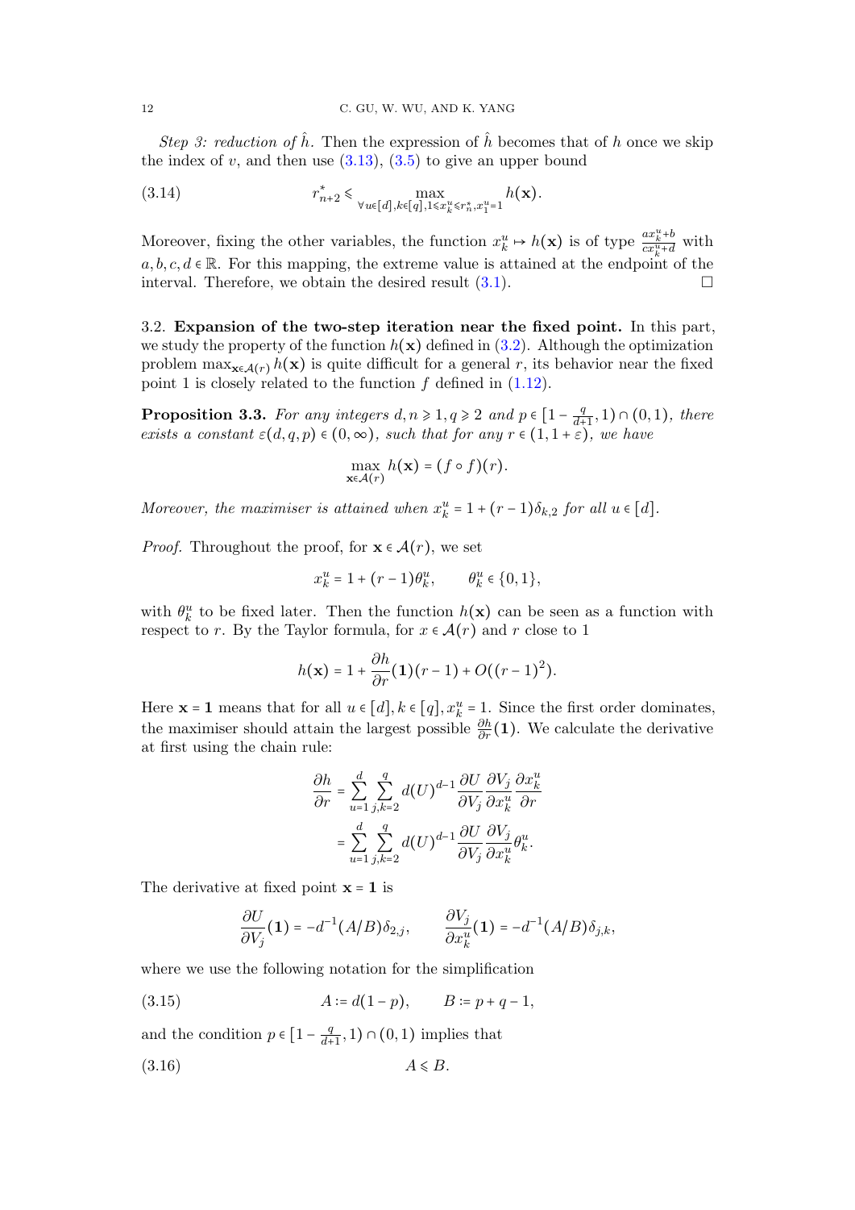*Step 3: reduction of $\hat{h}$.* Then the expression of $\hat{h}$ becomes that of $h$ once we skip the index of $v$, and then use (3.13), (3.5) to give an upper bound

$$r^*_{n+2} \leqslant \max_{\forall u \in [d], k \in [q], 1 \leqslant x^u_k \leqslant r^*_n, x^u_1 = 1} h(\mathbf{x}). \tag{3.14}$$

Moreover, fixing the other variables, the function $x^u_k \mapsto h(\mathbf{x})$ is of type $\frac{a x^u_k + b}{c x^u_k + d}$ with $a, b, c, d \in \mathbb{R}$. For this mapping, the extreme value is attained at the endpoint of the interval. Therefore, we obtain the desired result (3.1). □

3.2. **Expansion of the two-step iteration near the fixed point.** In this part, we study the property of the function $h(\mathbf{x})$ defined in (3.2). Although the optimization problem $\max_{\mathbf{x} \in \mathcal{A}(r)} h(\mathbf{x})$ is quite difficult for a general $r$, its behavior near the fixed point 1 is closely related to the function $f$ defined in (1.12).

**Proposition 3.3.** *For any integers $d, n \geqslant 1, q \geqslant 2$ and $p \in [1 - \frac{q}{d+1}, 1) \cap (0, 1)$, there exists a constant $\varepsilon(d, q, p) \in (0, \infty)$, such that for any $r \in (1, 1 + \varepsilon)$, we have*

$$\max_{\mathbf{x} \in \mathcal{A}(r)} h(\mathbf{x}) = (f \circ f)(r).$$

*Moreover, the maximiser is attained when $x^u_k = 1 + (r-1)\delta_{k,2}$ for all $u \in [d]$.*

*Proof.* Throughout the proof, for $\mathbf{x} \in \mathcal{A}(r)$, we set

$$x^u_k = 1 + (r-1)\theta^u_k, \qquad \theta^u_k \in \{0, 1\},$$

with $\theta^u_k$ to be fixed later. Then the function $h(\mathbf{x})$ can be seen as a function with respect to $r$. By the Taylor formula, for $x \in \mathcal{A}(r)$ and $r$ close to 1

$$h(\mathbf{x}) = 1 + \frac{\partial h}{\partial r}(\mathbf{1})(r-1) + O((r-1)^2).$$

Here $\mathbf{x} = \mathbf{1}$ means that for all $u \in [d], k \in [q], x^u_k = 1$. Since the first order dominates, the maximiser should attain the largest possible $\frac{\partial h}{\partial r}(\mathbf{1})$. We calculate the derivative at first using the chain rule:

$$\begin{aligned}
\frac{\partial h}{\partial r} &= \sum_{u=1}^{d} \sum_{j,k=2}^{q} d(U)^{d-1} \frac{\partial U}{\partial V_j} \frac{\partial V_j}{\partial x^u_k} \frac{\partial x^u_k}{\partial r} \\
&= \sum_{u=1}^{d} \sum_{j,k=2}^{q} d(U)^{d-1} \frac{\partial U}{\partial V_j} \frac{\partial V_j}{\partial x^u_k} \theta^u_k.
\end{aligned}$$

The derivative at fixed point $\mathbf{x} = \mathbf{1}$ is

$$\frac{\partial U}{\partial V_j}(\mathbf{1}) = -d^{-1}(A/B)\delta_{2,j}, \qquad \frac{\partial V_j}{\partial x^u_k}(\mathbf{1}) = -d^{-1}(A/B)\delta_{j,k},$$

where we use the following notation for the simplification

$$A := d(1-p), \qquad B := p + q - 1, \tag{3.15}$$

and the condition $p \in [1 - \frac{q}{d+1}, 1) \cap (0, 1)$ implies that

$$A \leqslant B. \tag{3.16}$$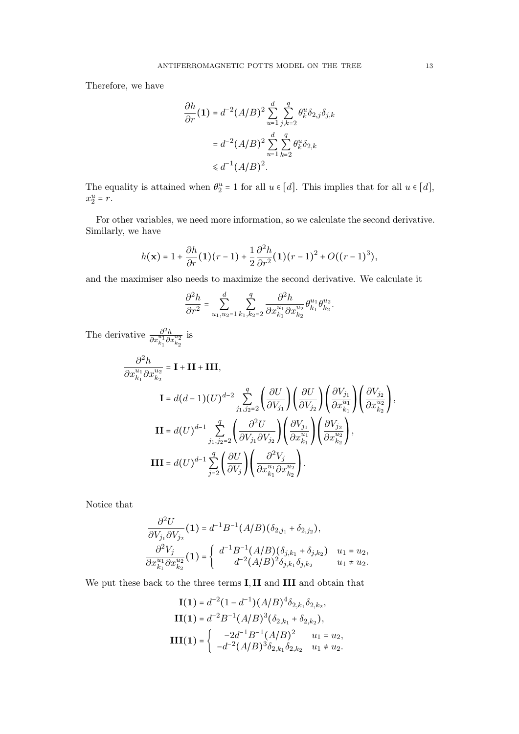Therefore, we have

$$
\begin{aligned}
\frac{\partial h}{\partial r}(\mathbf{1}) &= d^{-2}(A/B)^2 \sum_{u=1}^{d} \sum_{j,k=2}^{q} \theta_k^u \delta_{2,j}\delta_{j,k} \\
&= d^{-2}(A/B)^2 \sum_{u=1}^{d} \sum_{k=2}^{q} \theta_k^u \delta_{2,k} \\
&\leqslant d^{-1}(A/B)^2.
\end{aligned}
$$

The equality is attained when $\theta_2^u = 1$ for all $u \in [d]$. This implies that for all $u \in [d]$, $x_2^u = r$.

For other variables, we need more information, so we calculate the second derivative. Similarly, we have

$$
h(\mathbf{x}) = 1 + \frac{\partial h}{\partial r}(\mathbf{1})(r-1) + \frac{1}{2}\frac{\partial^2 h}{\partial r^2}(\mathbf{1})(r-1)^2 + O((r-1)^3),
$$

and the maximiser also needs to maximize the second derivative. We calculate it

$$
\frac{\partial^2 h}{\partial r^2} = \sum_{u_1,u_2=1}^{d} \sum_{k_1,k_2=2}^{q} \frac{\partial^2 h}{\partial x_{k_1}^{u_1} \partial x_{k_2}^{u_2}} \theta_{k_1}^{u_1} \theta_{k_2}^{u_2}.
$$

The derivative $\frac{\partial^2 h}{\partial x_{k_1}^{u_1} \partial x_{k_2}^{u_2}}$ is

$$
\begin{aligned}
\frac{\partial^2 h}{\partial x_{k_1}^{u_1} \partial x_{k_2}^{u_2}} &= \mathbf{I} + \mathbf{II} + \mathbf{III}, \\
\mathbf{I} &= d(d-1)(U)^{d-2} \sum_{j_1,j_2=2}^{q} \left(\frac{\partial U}{\partial V_{j_1}}\right)\left(\frac{\partial U}{\partial V_{j_2}}\right)\left(\frac{\partial V_{j_1}}{\partial x_{k_1}^{u_1}}\right)\left(\frac{\partial V_{j_2}}{\partial x_{k_2}^{u_2}}\right), \\
\mathbf{II} &= d(U)^{d-1} \sum_{j_1,j_2=2}^{q} \left(\frac{\partial^2 U}{\partial V_{j_1} \partial V_{j_2}}\right)\left(\frac{\partial V_{j_1}}{\partial x_{k_1}^{u_1}}\right)\left(\frac{\partial V_{j_2}}{\partial x_{k_2}^{u_2}}\right), \\
\mathbf{III} &= d(U)^{d-1} \sum_{j=2}^{q} \left(\frac{\partial U}{\partial V_j}\right)\left(\frac{\partial^2 V_j}{\partial x_{k_1}^{u_1} \partial x_{k_2}^{u_2}}\right).
\end{aligned}
$$

Notice that

$$
\begin{aligned}
\frac{\partial^2 U}{\partial V_{j_1} \partial V_{j_2}}(\mathbf{1}) &= d^{-1}B^{-1}(A/B)(\delta_{2,j_1} + \delta_{2,j_2}), \\
\frac{\partial^2 V_j}{\partial x_{k_1}^{u_1} \partial x_{k_2}^{u_2}}(\mathbf{1}) &= \begin{cases} d^{-1}B^{-1}(A/B)(\delta_{j,k_1} + \delta_{j,k_2}) & u_1 = u_2, \\ d^{-2}(A/B)^2 \delta_{j,k_1}\delta_{j,k_2} & u_1 \neq u_2. \end{cases}
\end{aligned}
$$

We put these back to the three terms $\mathbf{I}, \mathbf{II}$ and $\mathbf{III}$ and obtain that

$$
\begin{aligned}
\mathbf{I}(\mathbf{1}) &= d^{-2}(1-d^{-1})(A/B)^4 \delta_{2,k_1}\delta_{2,k_2}, \\
\mathbf{II}(\mathbf{1}) &= d^{-2}B^{-1}(A/B)^3(\delta_{2,k_1} + \delta_{2,k_2}), \\
\mathbf{III}(\mathbf{1}) &= \begin{cases} -2d^{-1}B^{-1}(A/B)^2 & u_1 = u_2, \\ -d^{-2}(A/B)^3 \delta_{2,k_1}\delta_{2,k_2} & u_1 \neq u_2. \end{cases}
\end{aligned}
$$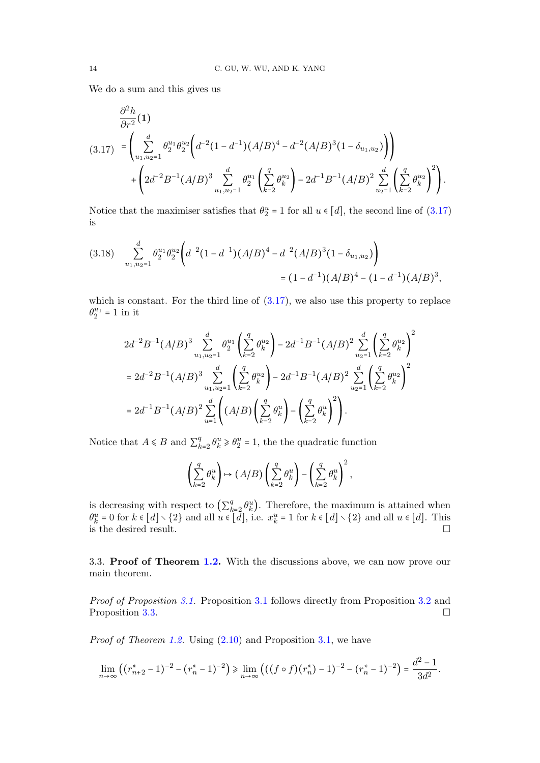We do a sum and this gives us

$$
\begin{aligned}
&\frac{\partial^2 h}{\partial r^2}(\mathbf{1}) \\
(3.17)\quad &= \left( \sum_{u_1,u_2=1}^{d} \theta_2^{u_1}\theta_2^{u_2}\left( d^{-2}(1-d^{-1})(A/B)^4 - d^{-2}(A/B)^3(1-\delta_{u_1,u_2}) \right) \right) \\
&\quad + \left( 2d^{-2}B^{-1}(A/B)^3 \sum_{u_1,u_2=1}^{d} \theta_2^{u_1} \left( \sum_{k=2}^{q} \theta_k^{u_2} \right) - 2d^{-1}B^{-1}(A/B)^2 \sum_{u_2=1}^{d} \left( \sum_{k=2}^{q} \theta_k^{u_2} \right)^2 \right).
\end{aligned}
$$

Notice that the maximiser satisfies that $\theta_2^u = 1$ for all $u \in [d]$, the second line of (3.17) is

$$
(3.18)\quad \sum_{u_1,u_2=1}^{d} \theta_2^{u_1}\theta_2^{u_2}\left( d^{-2}(1-d^{-1})(A/B)^4 - d^{-2}(A/B)^3(1-\delta_{u_1,u_2}) \right) = (1-d^{-1})(A/B)^4 - (1-d^{-1})(A/B)^3,
$$

which is constant. For the third line of (3.17), we also use this property to replace $\theta_2^{u_1} = 1$ in it

$$
\begin{aligned}
&2d^{-2}B^{-1}(A/B)^3 \sum_{u_1,u_2=1}^{d} \theta_2^{u_1} \left( \sum_{k=2}^{q} \theta_k^{u_2} \right) - 2d^{-1}B^{-1}(A/B)^2 \sum_{u_2=1}^{d} \left( \sum_{k=2}^{q} \theta_k^{u_2} \right)^2 \\
&= 2d^{-2}B^{-1}(A/B)^3 \sum_{u_1,u_2=1}^{d} \left( \sum_{k=2}^{q} \theta_k^{u_2} \right) - 2d^{-1}B^{-1}(A/B)^2 \sum_{u_2=1}^{d} \left( \sum_{k=2}^{q} \theta_k^{u_2} \right)^2 \\
&= 2d^{-1}B^{-1}(A/B)^2 \sum_{u=1}^{d} \left( (A/B) \left( \sum_{k=2}^{q} \theta_k^{u} \right) - \left( \sum_{k=2}^{q} \theta_k^{u} \right)^2 \right).
\end{aligned}
$$

Notice that $A \leqslant B$ and $\sum_{k=2}^{q} \theta_k^u \geqslant \theta_2^u = 1$, the the quadratic function

$$
\left( \sum_{k=2}^{q} \theta_k^u \right) \mapsto (A/B) \left( \sum_{k=2}^{q} \theta_k^u \right) - \left( \sum_{k=2}^{q} \theta_k^u \right)^2,
$$

is decreasing with respect to $\left(\sum_{k=2}^{q} \theta_k^u\right)$. Therefore, the maximum is attained when $\theta_k^u = 0$ for $k \in [d] \setminus \{2\}$ and all $u \in [d]$, i.e. $x_k^u = 1$ for $k \in [d] \setminus \{2\}$ and all $u \in [d]$. This is the desired result. □

### 3.3. Proof of Theorem 1.2.

With the discussions above, we can now prove our main theorem.

*Proof of Proposition 3.1.* Proposition 3.1 follows directly from Proposition 3.2 and Proposition 3.3. □

*Proof of Theorem 1.2.* Using (2.10) and Proposition 3.1, we have

$$
\lim_{n\to\infty} \left( (r_{n+2}^* - 1)^{-2} - (r_n^* - 1)^{-2} \right) \geqslant \lim_{n\to\infty} \left( ((f \circ f)(r_n^*) - 1)^{-2} - (r_n^* - 1)^{-2} \right) = \frac{d^2 - 1}{3d^2}.
$$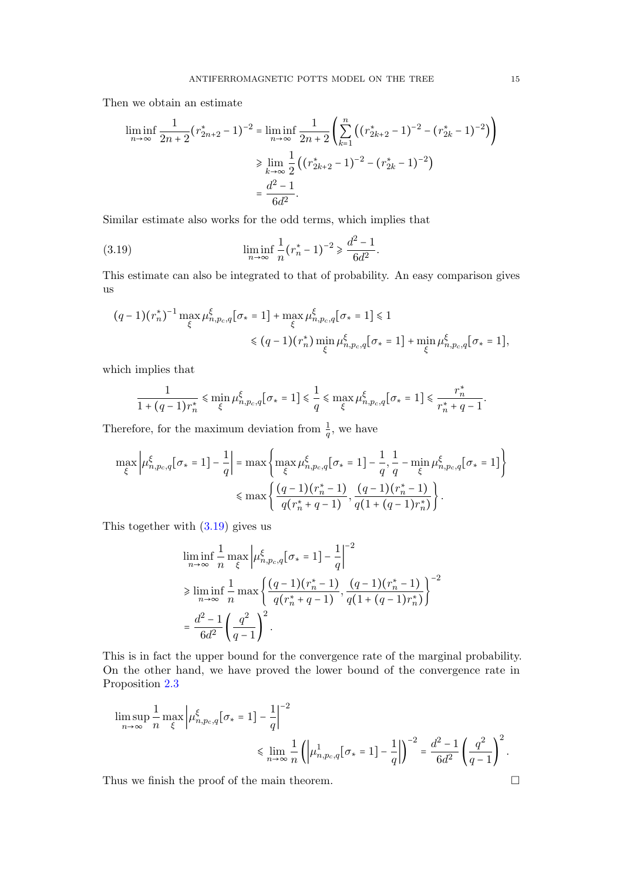Then we obtain an estimate

$$
\begin{aligned}
\liminf_{n\to\infty} \frac{1}{2n+2}(r^*_{2n+2}-1)^{-2} &= \liminf_{n\to\infty} \frac{1}{2n+2}\left(\sum_{k=1}^{n}\left((r^*_{2k+2}-1)^{-2}-(r^*_{2k}-1)^{-2}\right)\right) \\
&\geqslant \lim_{k\to\infty} \frac{1}{2}\left((r^*_{2k+2}-1)^{-2}-(r^*_{2k}-1)^{-2}\right) \\
&= \frac{d^2-1}{6d^2}.
\end{aligned}
$$

Similar estimate also works for the odd terms, which implies that

$$
\liminf_{n\to\infty} \frac{1}{n}(r^*_n-1)^{-2} \geqslant \frac{d^2-1}{6d^2}. \tag{3.19}
$$

This estimate can also be integrated to that of probability. An easy comparison gives us

$$
\begin{aligned}
(q-1)(r^*_n)^{-1}\max_{\xi}\mu^{\xi}_{n,p_c,q}[\sigma_*=1] + \max_{\xi}\mu^{\xi}_{n,p_c,q}[\sigma_*=1] &\leqslant 1 \\
&\leqslant (q-1)(r^*_n)\min_{\xi}\mu^{\xi}_{n,p_c,q}[\sigma_*=1] + \min_{\xi}\mu^{\xi}_{n,p_c,q}[\sigma_*=1],
\end{aligned}
$$

which implies that

$$
\frac{1}{1+(q-1)r^*_n} \leqslant \min_{\xi}\mu^{\xi}_{n,p_c,q}[\sigma_*=1] \leqslant \frac{1}{q} \leqslant \max_{\xi}\mu^{\xi}_{n,p_c,q}[\sigma_*=1] \leqslant \frac{r^*_n}{r^*_n+q-1}.
$$

Therefore, for the maximum deviation from $\frac{1}{q}$, we have

$$
\begin{aligned}
\max_{\xi}\left|\mu^{\xi}_{n,p_c,q}[\sigma_*=1]-\frac{1}{q}\right| &= \max\left\{\max_{\xi}\mu^{\xi}_{n,p_c,q}[\sigma_*=1]-\frac{1}{q}, \frac{1}{q}-\min_{\xi}\mu^{\xi}_{n,p_c,q}[\sigma_*=1]\right\} \\
&\leqslant \max\left\{\frac{(q-1)(r^*_n-1)}{q(r^*_n+q-1)}, \frac{(q-1)(r^*_n-1)}{q(1+(q-1)r^*_n)}\right\}.
\end{aligned}
$$

This together with (3.19) gives us

$$
\begin{aligned}
&\liminf_{n\to\infty}\frac{1}{n}\max_{\xi}\left|\mu^{\xi}_{n,p_c,q}[\sigma_*=1]-\frac{1}{q}\right|^{-2} \\
&\geqslant \liminf_{n\to\infty}\frac{1}{n}\max\left\{\frac{(q-1)(r^*_n-1)}{q(r^*_n+q-1)}, \frac{(q-1)(r^*_n-1)}{q(1+(q-1)r^*_n)}\right\}^{-2} \\
&= \frac{d^2-1}{6d^2}\left(\frac{q^2}{q-1}\right)^2.
\end{aligned}
$$

This is in fact the upper bound for the convergence rate of the marginal probability. On the other hand, we have proved the lower bound of the convergence rate in Proposition 2.3

$$
\begin{aligned}
&\limsup_{n\to\infty}\frac{1}{n}\max_{\xi}\left|\mu^{\xi}_{n,p_c,q}[\sigma_*=1]-\frac{1}{q}\right|^{-2} \\
&\qquad\leqslant \lim_{n\to\infty}\frac{1}{n}\left(\left|\mu^{1}_{n,p_c,q}[\sigma_*=1]-\frac{1}{q}\right|\right)^{-2} = \frac{d^2-1}{6d^2}\left(\frac{q^2}{q-1}\right)^2.
\end{aligned}
$$

Thus we finish the proof of the main theorem. □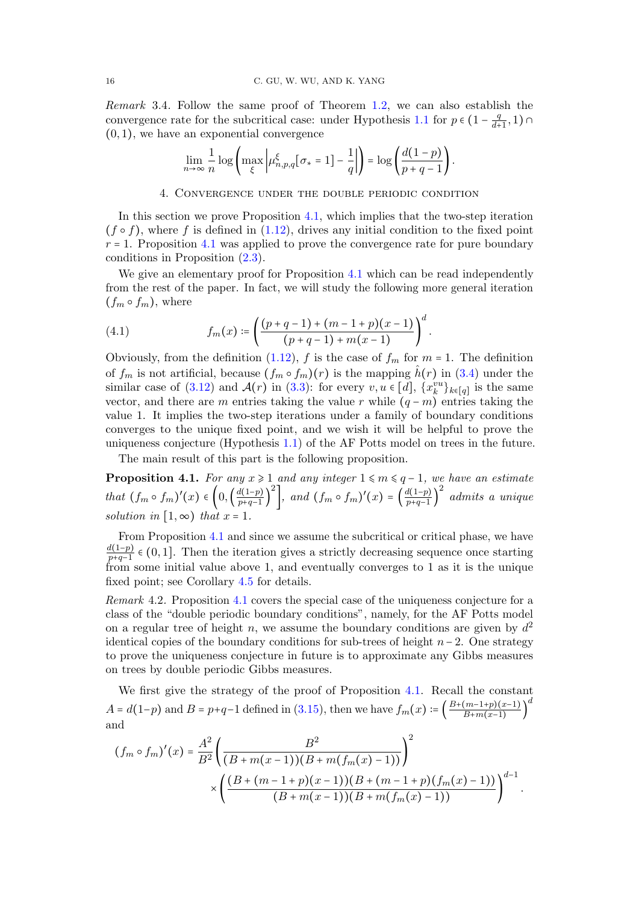*Remark* 3.4. Follow the same proof of Theorem 1.2, we can also establish the convergence rate for the subcritical case: under Hypothesis 1.1 for $p \in (1 - \frac{q}{d+1}, 1) \cap (0,1)$, we have an exponential convergence

$$\lim_{n\to\infty} \frac{1}{n} \log \left( \max_{\xi} \left| \mu^{\xi}_{n,p,q}[\sigma_* = 1] - \frac{1}{q} \right| \right) = \log \left( \frac{d(1-p)}{p+q-1} \right).$$

## 4. Convergence under the double periodic condition

In this section we prove Proposition 4.1, which implies that the two-step iteration $(f \circ f)$, where $f$ is defined in (1.12), drives any initial condition to the fixed point $r = 1$. Proposition 4.1 was applied to prove the convergence rate for pure boundary conditions in Proposition (2.3).

We give an elementary proof for Proposition 4.1 which can be read independently from the rest of the paper. In fact, we will study the following more general iteration $(f_m \circ f_m)$, where

$$f_m(x) := \left( \frac{(p+q-1) + (m-1+p)(x-1)}{(p+q-1) + m(x-1)} \right)^d. \tag{4.1}$$

Obviously, from the definition (1.12), $f$ is the case of $f_m$ for $m = 1$. The definition of $f_m$ is not artificial, because $(f_m \circ f_m)(r)$ is the mapping $\hat{h}(r)$ in (3.4) under the similar case of (3.12) and $\mathcal{A}(r)$ in (3.3): for every $v, u \in [d]$, $\{x_k^{vu}\}_{k\in[q]}$ is the same vector, and there are $m$ entries taking the value $r$ while $(q-m)$ entries taking the value 1. It implies the two-step iterations under a family of boundary conditions converges to the unique fixed point, and we wish it will be helpful to prove the uniqueness conjecture (Hypothesis 1.1) of the AF Potts model on trees in the future.

The main result of this part is the following proposition.

**Proposition 4.1.** *For any $x \geqslant 1$ and any integer $1 \leqslant m \leqslant q-1$, we have an estimate that $(f_m \circ f_m)'(x) \in \left(0, \left(\frac{d(1-p)}{p+q-1}\right)^2\right]$, and $(f_m \circ f_m)'(x) = \left(\frac{d(1-p)}{p+q-1}\right)^2$ admits a unique solution in $[1,\infty)$ that $x = 1$.*

From Proposition 4.1 and since we assume the subcritical or critical phase, we have $\frac{d(1-p)}{p+q-1} \in (0,1]$. Then the iteration gives a strictly decreasing sequence once starting from some initial value above 1, and eventually converges to 1 as it is the unique fixed point; see Corollary 4.5 for details.

*Remark* 4.2. Proposition 4.1 covers the special case of the uniqueness conjecture for a class of the "double periodic boundary conditions", namely, for the AF Potts model on a regular tree of height $n$, we assume the boundary conditions are given by $d^2$ identical copies of the boundary conditions for sub-trees of height $n-2$. One strategy to prove the uniqueness conjecture in future is to approximate any Gibbs measures on trees by double periodic Gibbs measures.

We first give the strategy of the proof of Proposition 4.1. Recall the constant $A = d(1-p)$ and $B = p+q-1$ defined in (3.15), then we have $f_m(x) := \left(\frac{B+(m-1+p)(x-1)}{B+m(x-1)}\right)^d$ and

$$(f_m \circ f_m)'(x) = \frac{A^2}{B^2} \left( \frac{B^2}{(B+m(x-1))(B+m(f_m(x)-1))} \right)^2 \times \left( \frac{(B+(m-1+p)(x-1))(B+(m-1+p)(f_m(x)-1))}{(B+m(x-1))(B+m(f_m(x)-1))} \right)^{d-1}.$$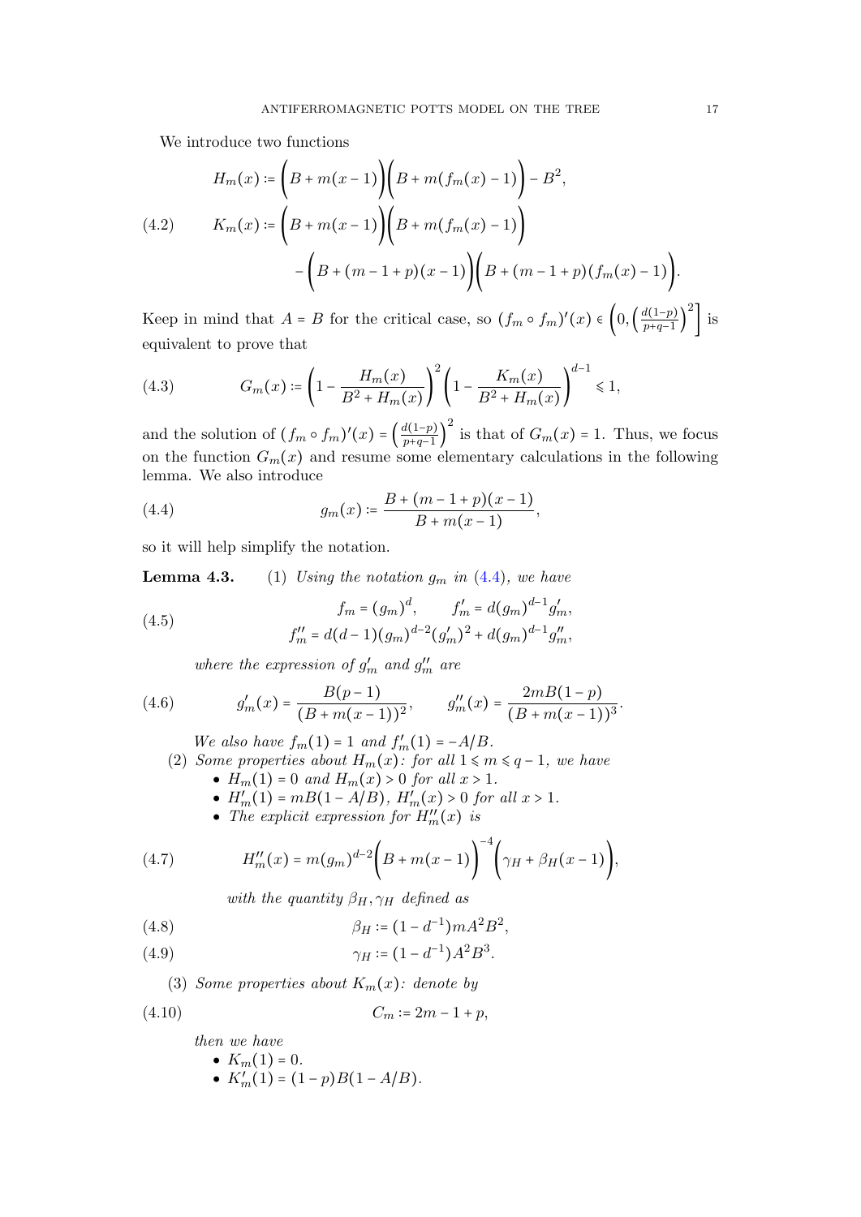We introduce two functions

$$
\begin{aligned}
H_m(x) &:= \left(B + m(x-1)\right)\left(B + m(f_m(x)-1)\right) - B^2, \\
K_m(x) &:= \left(B + m(x-1)\right)\left(B + m(f_m(x)-1)\right) \\
&\quad - \left(B + (m-1+p)(x-1)\right)\left(B + (m-1+p)(f_m(x)-1)\right).
\end{aligned}
\tag{4.2}
$$

Keep in mind that $A = B$ for the critical case, so $(f_m \circ f_m)'(x) \in \left(0, \left(\frac{d(1-p)}{p+q-1}\right)^2\right]$ is equivalent to prove that

$$
G_m(x) := \left(1 - \frac{H_m(x)}{B^2 + H_m(x)}\right)^2 \left(1 - \frac{K_m(x)}{B^2 + H_m(x)}\right)^{d-1} \leqslant 1,
\tag{4.3}
$$

and the solution of $(f_m \circ f_m)'(x) = \left(\frac{d(1-p)}{p+q-1}\right)^2$ is that of $G_m(x) = 1$. Thus, we focus on the function $G_m(x)$ and resume some elementary calculations in the following lemma. We also introduce

$$
g_m(x) := \frac{B + (m-1+p)(x-1)}{B + m(x-1)},
\tag{4.4}
$$

so it will help simplify the notation.

**Lemma 4.3.** (1) *Using the notation $g_m$ in (4.4), we have*

$$
\begin{aligned}
f_m = (g_m)^d, \qquad f_m' = d(g_m)^{d-1} g_m', \\
f_m'' = d(d-1)(g_m)^{d-2}(g_m')^2 + d(g_m)^{d-1} g_m'',
\end{aligned}
\tag{4.5}
$$

*where the expression of $g_m'$ and $g_m''$ are*

$$
g_m'(x) = \frac{B(p-1)}{(B + m(x-1))^2}, \qquad g_m''(x) = \frac{2mB(1-p)}{(B + m(x-1))^3}.
\tag{4.6}
$$

*We also have $f_m(1) = 1$ and $f_m'(1) = -A/B$.*

(2) *Some properties about $H_m(x)$: for all $1 \leqslant m \leqslant q-1$, we have*
- *$H_m(1) = 0$ and $H_m(x) > 0$ for all $x > 1$.*
- *$H_m'(1) = mB(1 - A/B)$, $H_m'(x) > 0$ for all $x > 1$.*
- *The explicit expression for $H_m''(x)$ is*

$$
H_m''(x) = m(g_m)^{d-2}\left(B + m(x-1)\right)^{-4}\left(\gamma_H + \beta_H(x-1)\right),
\tag{4.7}
$$

*with the quantity $\beta_H, \gamma_H$ defined as*

$$
\beta_H := (1 - d^{-1}) m A^2 B^2,
\tag{4.8}
$$

$$
\gamma_H := (1 - d^{-1}) A^2 B^3.
\tag{4.9}
$$

(3) *Some properties about $K_m(x)$: denote by*

$$
C_m := 2m - 1 + p,
\tag{4.10}
$$

*then we have*
- *$K_m(1) = 0$.*
- *$K_m'(1) = (1-p)B(1 - A/B)$.*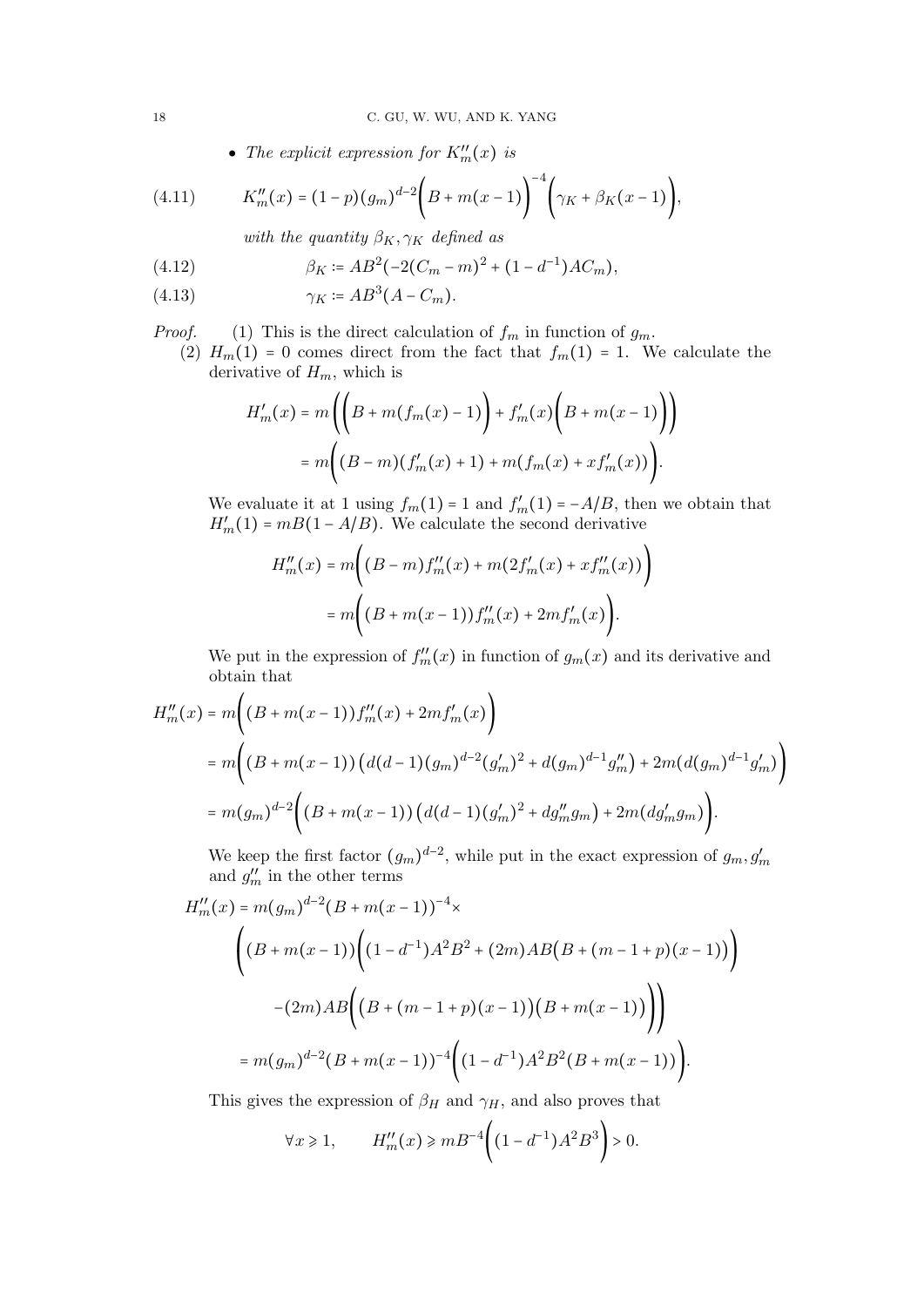- *The explicit expression for $K_m''(x)$ is*

$$K_m''(x) = (1-p)(g_m)^{d-2}\bigg(B + m(x-1)\bigg)^{-4}\bigg(\gamma_K + \beta_K(x-1)\bigg), \tag{4.11}$$

*with the quantity $\beta_K, \gamma_K$ defined as*

$$\beta_K := AB^2(-2(C_m - m)^2 + (1-d^{-1})AC_m), \tag{4.12}$$

$$\gamma_K := AB^3(A - C_m). \tag{4.13}$$

*Proof.* (1) This is the direct calculation of $f_m$ in function of $g_m$.

(2) $H_m(1) = 0$ comes direct from the fact that $f_m(1) = 1$. We calculate the derivative of $H_m$, which is

$$\begin{aligned}
H_m'(x) &= m\Bigg(\bigg(B + m(f_m(x) - 1)\bigg) + f_m'(x)\bigg(B + m(x-1)\bigg)\Bigg) \\
&= m\bigg((B-m)(f_m'(x) + 1) + m(f_m(x) + xf_m'(x))\bigg).
\end{aligned}$$

We evaluate it at 1 using $f_m(1) = 1$ and $f_m'(1) = -A/B$, then we obtain that $H_m'(1) = mB(1 - A/B)$. We calculate the second derivative

$$\begin{aligned}
H_m''(x) &= m\bigg((B-m)f_m''(x) + m(2f_m'(x) + xf_m''(x))\bigg) \\
&= m\bigg((B + m(x-1))f_m''(x) + 2mf_m'(x)\bigg).
\end{aligned}$$

We put in the expression of $f_m''(x)$ in function of $g_m(x)$ and its derivative and obtain that

$$\begin{aligned}
H_m''(x) &= m\bigg((B + m(x-1))f_m''(x) + 2mf_m'(x)\bigg) \\
&= m\bigg((B + m(x-1))\big(d(d-1)(g_m)^{d-2}(g_m')^2 + d(g_m)^{d-1}g_m''\big) + 2m(d(g_m)^{d-1}g_m')\bigg) \\
&= m(g_m)^{d-2}\bigg((B + m(x-1))\big(d(d-1)(g_m')^2 + dg_m''g_m\big) + 2m(dg_m'g_m)\bigg).
\end{aligned}$$

We keep the first factor $(g_m)^{d-2}$, while put in the exact expression of $g_m, g_m'$ and $g_m''$ in the other terms

$$\begin{aligned}
H_m''(x) = {} & m(g_m)^{d-2}(B + m(x-1))^{-4} \times \\
& \Bigg((B + m(x-1))\bigg((1-d^{-1})A^2B^2 + (2m)AB\big(B + (m-1+p)(x-1)\big)\bigg) \\
& \quad -(2m)AB\bigg(\big(B + (m-1+p)(x-1)\big)\big(B + m(x-1)\big)\bigg)\Bigg) \\
= {} & m(g_m)^{d-2}(B + m(x-1))^{-4}\bigg((1-d^{-1})A^2B^2(B + m(x-1))\bigg).
\end{aligned}$$

This gives the expression of $\beta_H$ and $\gamma_H$, and also proves that

$$\forall x \geqslant 1, \qquad H_m''(x) \geqslant mB^{-4}\bigg((1-d^{-1})A^2B^3\bigg) > 0.$$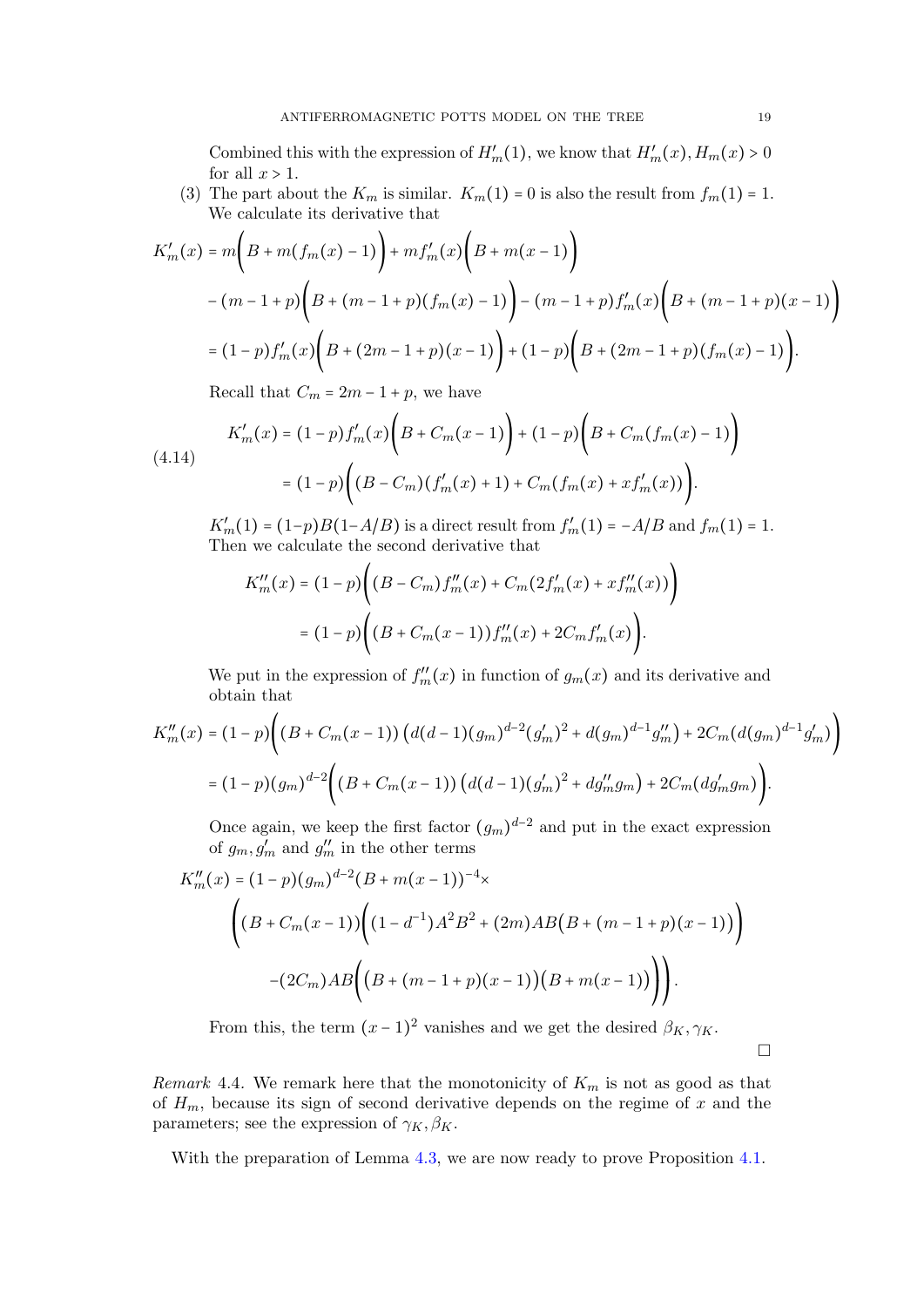Combined this with the expression of $H_m'(1)$, we know that $H_m'(x), H_m(x) > 0$ for all $x > 1$.

(3) The part about the $K_m$ is similar. $K_m(1) = 0$ is also the result from $f_m(1) = 1$. We calculate its derivative that

$$
\begin{aligned}
K_m'(x) &= m\bigg(B + m(f_m(x) - 1)\bigg) + m f_m'(x)\bigg(B + m(x-1)\bigg) \\
&\quad - (m-1+p)\bigg(B + (m-1+p)(f_m(x) - 1)\bigg) - (m-1+p) f_m'(x)\bigg(B + (m-1+p)(x-1)\bigg) \\
&= (1-p) f_m'(x)\bigg(B + (2m-1+p)(x-1)\bigg) + (1-p)\bigg(B + (2m-1+p)(f_m(x)-1)\bigg).
\end{aligned}
$$

Recall that $C_m = 2m - 1 + p$, we have

$$
\begin{aligned}
K_m'(x) &= (1-p) f_m'(x)\bigg(B + C_m(x-1)\bigg) + (1-p)\bigg(B + C_m(f_m(x)-1)\bigg) \\
&= (1-p)\bigg((B - C_m)(f_m'(x) + 1) + C_m(f_m(x) + x f_m'(x))\bigg).
\end{aligned}
\tag{4.14}
$$

$K_m'(1) = (1-p)B(1 - A/B)$ is a direct result from $f_m'(1) = -A/B$ and $f_m(1) = 1$. Then we calculate the second derivative that

$$
\begin{aligned}
K_m''(x) &= (1-p)\bigg((B - C_m) f_m''(x) + C_m(2 f_m'(x) + x f_m''(x))\bigg) \\
&= (1-p)\bigg((B + C_m(x-1)) f_m''(x) + 2 C_m f_m'(x)\bigg).
\end{aligned}
$$

We put in the expression of $f_m''(x)$ in function of $g_m(x)$ and its derivative and obtain that

$$
\begin{aligned}
K_m''(x) &= (1-p)\bigg((B + C_m(x-1))\left(d(d-1)(g_m)^{d-2}(g_m')^2 + d(g_m)^{d-1} g_m''\right) + 2C_m(d(g_m)^{d-1} g_m')\bigg) \\
&= (1-p)(g_m)^{d-2}\bigg((B + C_m(x-1))\left(d(d-1)(g_m')^2 + d g_m'' g_m\right) + 2C_m(d g_m' g_m)\bigg).
\end{aligned}
$$

Once again, we keep the first factor $(g_m)^{d-2}$ and put in the exact expression of $g_m, g_m'$ and $g_m''$ in the other terms

$$
\begin{aligned}
K_m''(x) &= (1-p)(g_m)^{d-2}(B + m(x-1))^{-4} \times \\
&\quad \Bigg((B + C_m(x-1))\bigg((1 - d^{-1})A^2B^2 + (2m)AB\big(B + (m-1+p)(x-1)\big)\bigg) \\
&\quad -(2C_m)AB\bigg(\big(B + (m-1+p)(x-1)\big)\big(B + m(x-1)\big)\bigg)\Bigg).
\end{aligned}
$$

From this, the term $(x-1)^2$ vanishes and we get the desired $\beta_K, \gamma_K$.

□

*Remark* 4.4. We remark here that the monotonicity of $K_m$ is not as good as that of $H_m$, because its sign of second derivative depends on the regime of $x$ and the parameters; see the expression of $\gamma_K, \beta_K$.

With the preparation of Lemma 4.3, we are now ready to prove Proposition 4.1.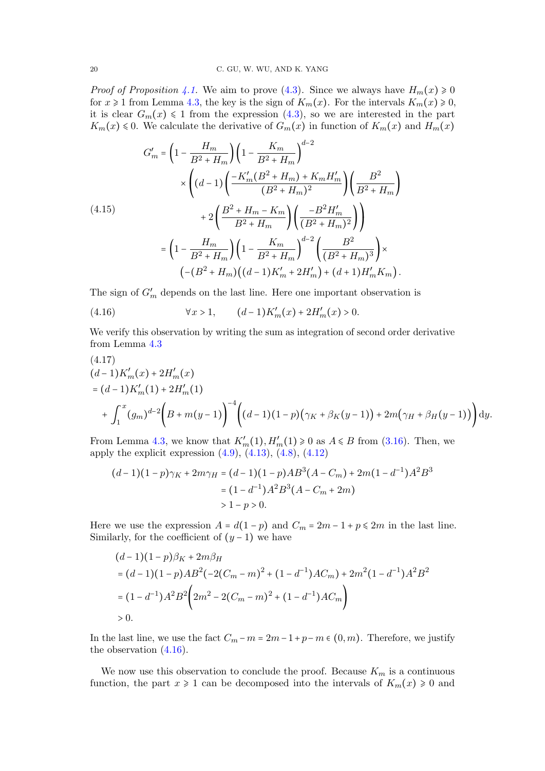*Proof of Proposition 4.1.* We aim to prove (4.3). Since we always have $H_m(x) \geqslant 0$ for $x \geqslant 1$ from Lemma 4.3, the key is the sign of $K_m(x)$. For the intervals $K_m(x) \geqslant 0$, it is clear $G_m(x) \leqslant 1$ from the expression (4.3), so we are interested in the part $K_m(x) \leqslant 0$. We calculate the derivative of $G_m(x)$ in function of $K_m(x)$ and $H_m(x)$

$$
\begin{aligned}
G_m' &= \left(1 - \frac{H_m}{B^2 + H_m}\right)\left(1 - \frac{K_m}{B^2 + H_m}\right)^{d-2} \\
&\quad \times \left((d-1)\left(\frac{-K_m'(B^2 + H_m) + K_m H_m'}{(B^2 + H_m)^2}\right)\left(\frac{B^2}{B^2 + H_m}\right)\right. \\
&\qquad \left. + 2\left(\frac{B^2 + H_m - K_m}{B^2 + H_m}\right)\left(\frac{-B^2 H_m'}{(B^2 + H_m)^2}\right)\right) \\
&= \left(1 - \frac{H_m}{B^2 + H_m}\right)\left(1 - \frac{K_m}{B^2 + H_m}\right)^{d-2}\left(\frac{B^2}{(B^2 + H_m)^3}\right) \times \\
&\qquad \left(-(B^2 + H_m)\left((d-1)K_m' + 2H_m'\right) + (d+1)H_m' K_m\right).
\end{aligned} \tag{4.15}
$$

The sign of $G_m'$ depends on the last line. Here one important observation is

$$
\forall x > 1, \qquad (d-1)K_m'(x) + 2H_m'(x) > 0. \tag{4.16}
$$

We verify this observation by writing the sum as integration of second order derivative from Lemma 4.3

$$
\begin{aligned}
&(d-1)K_m'(x) + 2H_m'(x) \\
&= (d-1)K_m'(1) + 2H_m'(1) \\
&\quad + \int_1^x (g_m)^{d-2}\Big(B + m(y-1)\Big)^{-4}\Big((d-1)(1-p)\big(\gamma_K + \beta_K(y-1)\big) + 2m\big(\gamma_H + \beta_H(y-1)\big)\Big)\, dy.
\end{aligned} \tag{4.17}
$$

From Lemma 4.3, we know that $K_m'(1), H_m'(1) \geqslant 0$ as $A \leqslant B$ from (3.16). Then, we apply the explicit expression (4.9), (4.13), (4.8), (4.12)

$$
\begin{aligned}
(d-1)(1-p)\gamma_K + 2m\gamma_H &= (d-1)(1-p)AB^3(A - C_m) + 2m(1-d^{-1})A^2B^3 \\
&= (1-d^{-1})A^2B^3(A - C_m + 2m) \\
&> 1 - p > 0.
\end{aligned}
$$

Here we use the expression $A = d(1-p)$ and $C_m = 2m - 1 + p \leqslant 2m$ in the last line. Similarly, for the coefficient of $(y-1)$ we have

$$
\begin{aligned}
&(d-1)(1-p)\beta_K + 2m\beta_H \\
&= (d-1)(1-p)AB^2(-2(C_m - m)^2 + (1-d^{-1})AC_m) + 2m^2(1-d^{-1})A^2B^2 \\
&= (1-d^{-1})A^2B^2\Big(2m^2 - 2(C_m - m)^2 + (1-d^{-1})AC_m\Big) \\
&> 0.
\end{aligned}
$$

In the last line, we use the fact $C_m - m = 2m - 1 + p - m \in (0, m)$. Therefore, we justify the observation (4.16).

We now use this observation to conclude the proof. Because $K_m$ is a continuous function, the part $x \geqslant 1$ can be decomposed into the intervals of $K_m(x) \geqslant 0$ and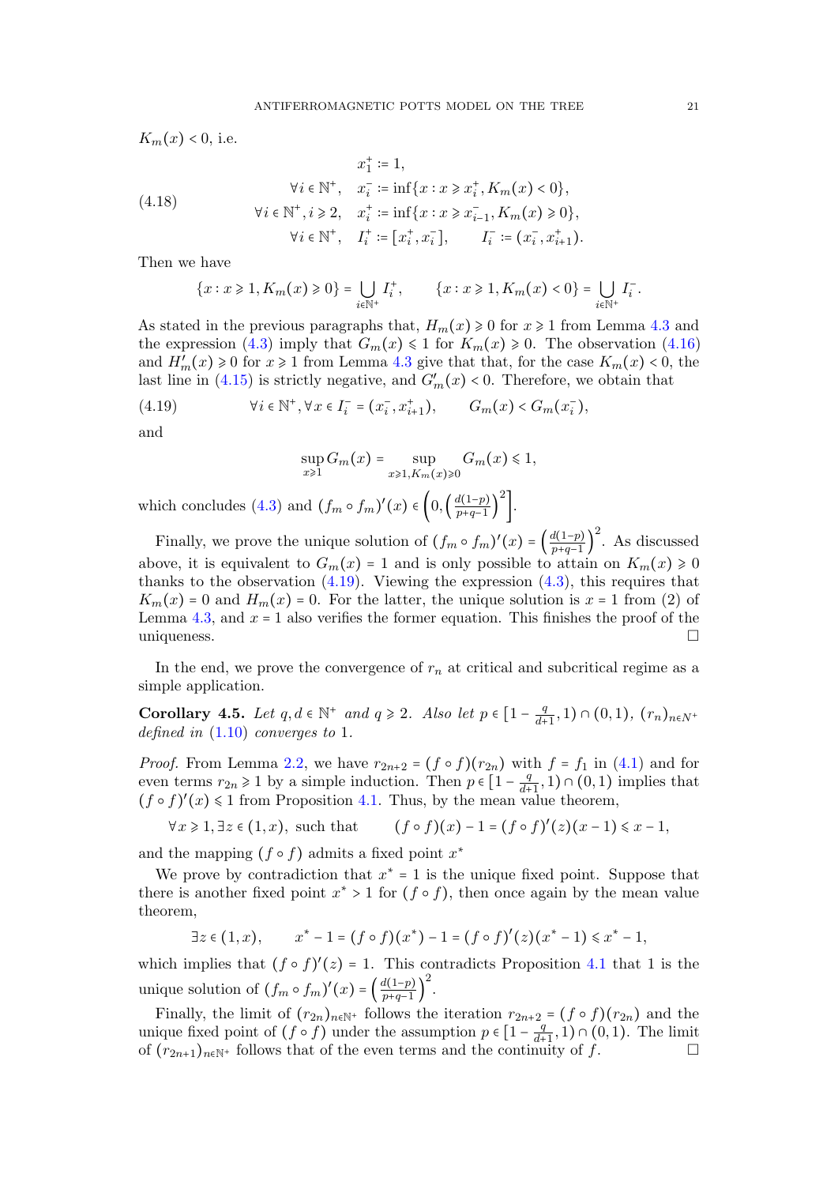$K_m(x) < 0$, i.e.

$$
\begin{aligned}
&x_1^+ := 1,\\
\forall i \in \mathbb{N}^+,\quad & x_i^- := \inf\{x : x \geqslant x_i^+, K_m(x) < 0\},\\
\forall i \in \mathbb{N}^+, i \geqslant 2,\quad & x_i^+ := \inf\{x : x \geqslant x_{i-1}^-, K_m(x) \geqslant 0\},\\
\forall i \in \mathbb{N}^+,\quad & I_i^+ := [x_i^+, x_i^-], \qquad I_i^- := (x_i^-, x_{i+1}^+).
\end{aligned} \tag{4.18}
$$

Then we have

$$
\{x : x \geqslant 1, K_m(x) \geqslant 0\} = \bigcup_{i \in \mathbb{N}^+} I_i^+, \qquad \{x : x \geqslant 1, K_m(x) < 0\} = \bigcup_{i \in \mathbb{N}^+} I_i^-.
$$

As stated in the previous paragraphs that, $H_m(x) \geqslant 0$ for $x \geqslant 1$ from Lemma 4.3 and the expression (4.3) imply that $G_m(x) \leqslant 1$ for $K_m(x) \geqslant 0$. The observation (4.16) and $H_m'(x) \geqslant 0$ for $x \geqslant 1$ from Lemma 4.3 give that that, for the case $K_m(x) < 0$, the last line in (4.15) is strictly negative, and $G_m'(x) < 0$. Therefore, we obtain that

$$
\forall i \in \mathbb{N}^+, \forall x \in I_i^- = (x_i^-, x_{i+1}^+), \qquad G_m(x) < G_m(x_i^-), \tag{4.19}
$$

and

$$
\sup_{x \geqslant 1} G_m(x) = \sup_{x \geqslant 1, K_m(x) \geqslant 0} G_m(x) \leqslant 1,
$$

which concludes (4.3) and $(f_m \circ f_m)'(x) \in \left(0, \left(\frac{d(1-p)}{p+q-1}\right)^2\right]$.

Finally, we prove the unique solution of $(f_m \circ f_m)'(x) = \left(\frac{d(1-p)}{p+q-1}\right)^2$. As discussed above, it is equivalent to $G_m(x) = 1$ and is only possible to attain on $K_m(x) \geqslant 0$ thanks to the observation (4.19). Viewing the expression (4.3), this requires that $K_m(x) = 0$ and $H_m(x) = 0$. For the latter, the unique solution is $x = 1$ from (2) of Lemma 4.3, and $x = 1$ also verifies the former equation. This finishes the proof of the uniqueness. □

In the end, we prove the convergence of $r_n$ at critical and subcritical regime as a simple application.

**Corollary 4.5.** *Let $q, d \in \mathbb{N}^+$ and $q \geqslant 2$. Also let $p \in [1 - \frac{q}{d+1}, 1) \cap (0,1)$, $(r_n)_{n \in N^+}$ defined in (1.10) converges to 1.*

*Proof.* From Lemma 2.2, we have $r_{2n+2} = (f \circ f)(r_{2n})$ with $f = f_1$ in (4.1) and for even terms $r_{2n} \geqslant 1$ by a simple induction. Then $p \in [1 - \frac{q}{d+1}, 1) \cap (0,1)$ implies that $(f \circ f)'(x) \leqslant 1$ from Proposition 4.1. Thus, by the mean value theorem,

$$
\forall x \geqslant 1, \exists z \in (1, x), \text{ such that} \qquad (f \circ f)(x) - 1 = (f \circ f)'(z)(x-1) \leqslant x - 1,
$$

and the mapping $(f \circ f)$ admits a fixed point $x^*$

We prove by contradiction that $x^* = 1$ is the unique fixed point. Suppose that there is another fixed point $x^* > 1$ for $(f \circ f)$, then once again by the mean value theorem,

$$
\exists z \in (1, x), \qquad x^* - 1 = (f \circ f)(x^*) - 1 = (f \circ f)'(z)(x^* - 1) \leqslant x^* - 1,
$$

which implies that $(f \circ f)'(z) = 1$. This contradicts Proposition 4.1 that 1 is the unique solution of $(f_m \circ f_m)'(x) = \left(\frac{d(1-p)}{p+q-1}\right)^2$.

Finally, the limit of $(r_{2n})_{n \in \mathbb{N}^+}$ follows the iteration $r_{2n+2} = (f \circ f)(r_{2n})$ and the unique fixed point of $(f \circ f)$ under the assumption $p \in [1 - \frac{q}{d+1}, 1) \cap (0,1)$. The limit of $(r_{2n+1})_{n \in \mathbb{N}^+}$ follows that of the even terms and the continuity of $f$. □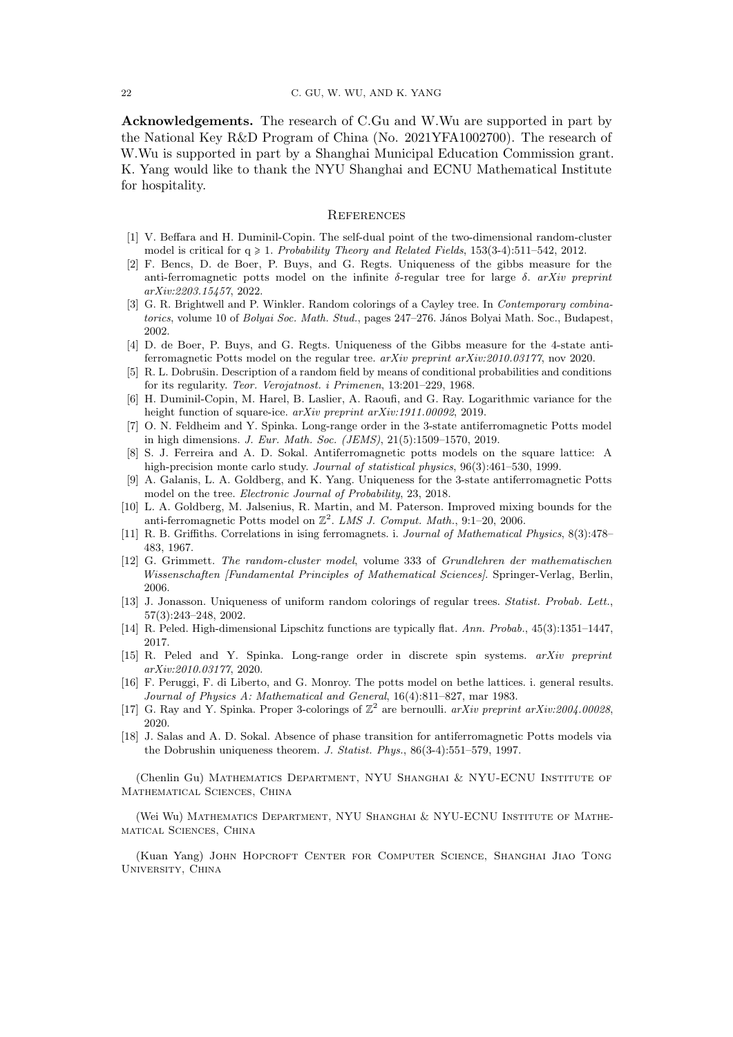**Acknowledgements.** The research of C.Gu and W.Wu are supported in part by the National Key R&D Program of China (No. 2021YFA1002700). The research of W.Wu is supported in part by a Shanghai Municipal Education Commission grant. K. Yang would like to thank the NYU Shanghai and ECNU Mathematical Institute for hospitality.

## References

[1] V. Beffara and H. Duminil-Copin. The self-dual point of the two-dimensional random-cluster model is critical for $q \geqslant 1$. *Probability Theory and Related Fields*, 153(3-4):511–542, 2012.

[2] F. Bencs, D. de Boer, P. Buys, and G. Regts. Uniqueness of the gibbs measure for the anti-ferromagnetic potts model on the infinite $\delta$-regular tree for large $\delta$. *arXiv preprint arXiv:2203.15457*, 2022.

[3] G. R. Brightwell and P. Winkler. Random colorings of a Cayley tree. In *Contemporary combinatorics*, volume 10 of *Bolyai Soc. Math. Stud.*, pages 247–276. János Bolyai Math. Soc., Budapest, 2002.

[4] D. de Boer, P. Buys, and G. Regts. Uniqueness of the Gibbs measure for the 4-state anti-ferromagnetic Potts model on the regular tree. *arXiv preprint arXiv:2010.03177*, nov 2020.

[5] R. L. Dobrušin. Description of a random field by means of conditional probabilities and conditions for its regularity. *Teor. Verojatnost. i Primenen*, 13:201–229, 1968.

[6] H. Duminil-Copin, M. Harel, B. Laslier, A. Raoufi, and G. Ray. Logarithmic variance for the height function of square-ice. *arXiv preprint arXiv:1911.00092*, 2019.

[7] O. N. Feldheim and Y. Spinka. Long-range order in the 3-state antiferromagnetic Potts model in high dimensions. *J. Eur. Math. Soc. (JEMS)*, 21(5):1509–1570, 2019.

[8] S. J. Ferreira and A. D. Sokal. Antiferromagnetic potts models on the square lattice: A high-precision monte carlo study. *Journal of statistical physics*, 96(3):461–530, 1999.

[9] A. Galanis, L. A. Goldberg, and K. Yang. Uniqueness for the 3-state antiferromagnetic Potts model on the tree. *Electronic Journal of Probability*, 23, 2018.

[10] L. A. Goldberg, M. Jalsenius, R. Martin, and M. Paterson. Improved mixing bounds for the anti-ferromagnetic Potts model on $\mathbb{Z}^2$. *LMS J. Comput. Math.*, 9:1–20, 2006.

[11] R. B. Griffiths. Correlations in ising ferromagnets. i. *Journal of Mathematical Physics*, 8(3):478–483, 1967.

[12] G. Grimmett. *The random-cluster model*, volume 333 of *Grundlehren der mathematischen Wissenschaften [Fundamental Principles of Mathematical Sciences]*. Springer-Verlag, Berlin, 2006.

[13] J. Jonasson. Uniqueness of uniform random colorings of regular trees. *Statist. Probab. Lett.*, 57(3):243–248, 2002.

[14] R. Peled. High-dimensional Lipschitz functions are typically flat. *Ann. Probab.*, 45(3):1351–1447, 2017.

[15] R. Peled and Y. Spinka. Long-range order in discrete spin systems. *arXiv preprint arXiv:2010.03177*, 2020.

[16] F. Peruggi, F. di Liberto, and G. Monroy. The potts model on bethe lattices. i. general results. *Journal of Physics A: Mathematical and General*, 16(4):811–827, mar 1983.

[17] G. Ray and Y. Spinka. Proper 3-colorings of $\mathbb{Z}^2$ are bernoulli. *arXiv preprint arXiv:2004.00028*, 2020.

[18] J. Salas and A. D. Sokal. Absence of phase transition for antiferromagnetic Potts models via the Dobrushin uniqueness theorem. *J. Statist. Phys.*, 86(3-4):551–579, 1997.

(Chenlin Gu) Mathematics Department, NYU Shanghai & NYU-ECNU Institute of Mathematical Sciences, China

(Wei Wu) Mathematics Department, NYU Shanghai & NYU-ECNU Institute of Mathematical Sciences, China

(Kuan Yang) John Hopcroft Center for Computer Science, Shanghai Jiao Tong University, China